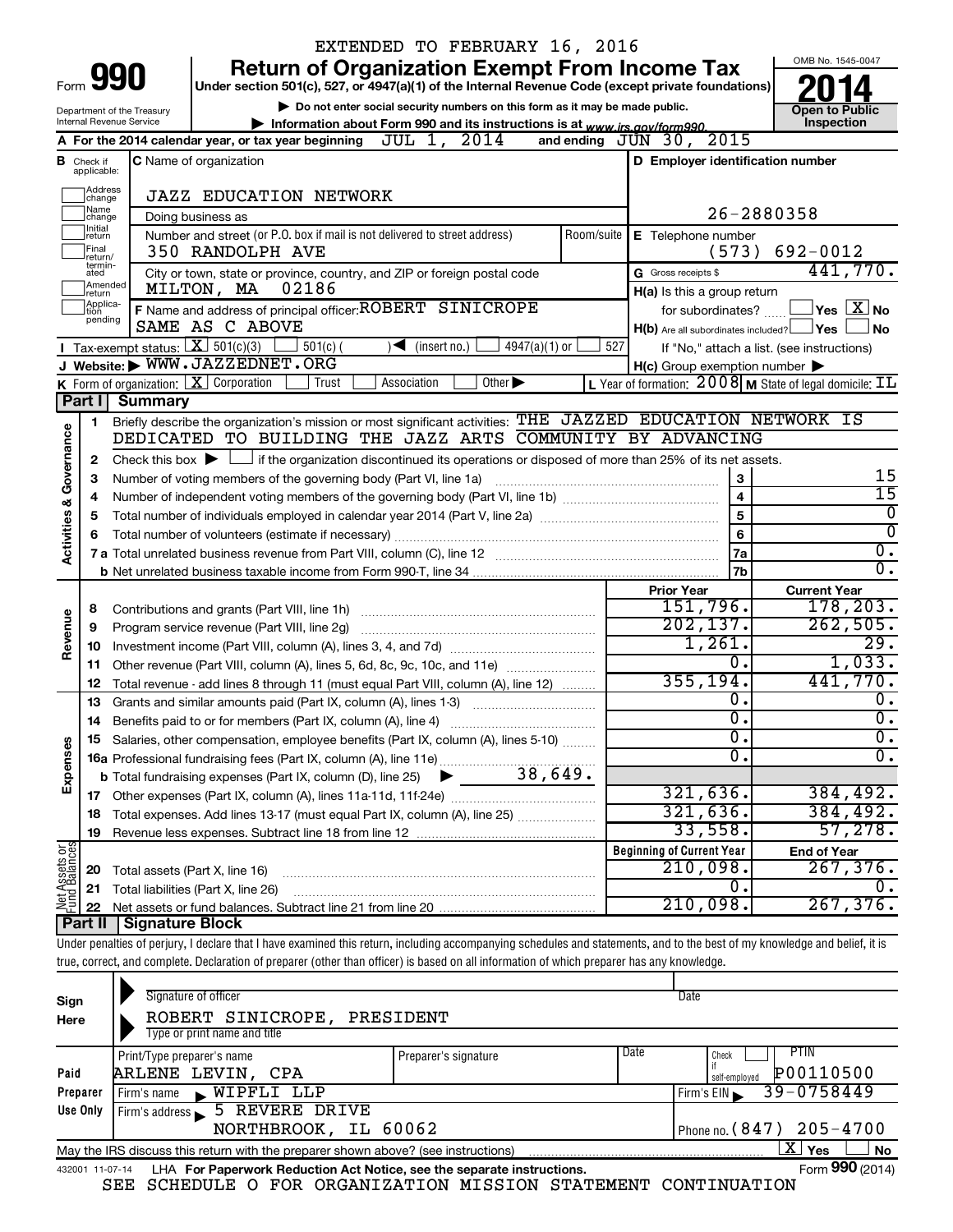EXTENDED TO FEBRUARY 16, 2016

# Form 990 — Return of Organization Exempt From Income Tax (2014)

Under section 501(c), 527, or 4947(a)(1) of the Internal Revenue Code (except private foundations)

▶ Do not enter social security numbers on this form as it may be made public.

▶ Information about Form 990 and its instructions is at www.irs.gov/form990.

Department of the Treasury, Internal Revenue Service

OMB No. 1545-0047 — **Open to Public Inspection**

**A** For the 2014 calendar year, or tax year beginning JUL 1, 2014 and ending JUN 30, 2015

**B** Check if applicable: Address change, Name change, Initial return, Final return/terminated, Amended return, Application pending

**C** Name of organization: JAZZ EDUCATION NETWORK

Doing business as

Number and street (or P.O. box if mail is not delivered to street address): 350 RANDOLPH AVE — Room/suite

City or town, state or province, country, and ZIP or foreign postal code: MILTON, MA 02186

**D** Employer identification number: 26-2880358

**E** Telephone number: (573) 692-0012

**G** Gross receipts $ 441,770.

**F** Name and address of principal officer: ROBERT SINICROPE, SAME AS C ABOVE

**H(a)** Is this a group return for subordinates? ☐ Yes ☒ No

**H(b)** Are all subordinates included? ☐ Yes ☐ No — If "No," attach a list. (see instructions)

**H(c)** Group exemption number ▶

**I** Tax-exempt status: ☒ 501(c)(3) ☐ 501(c) ( ) ◀ (insert no.) ☐ 4947(a)(1) or ☐ 527

**J** Website: ▶ WWW.JAZZEDNET.ORG

**K** Form of organization: ☒ Corporation ☐ Trust ☐ Association ☐ Other ▶

**L** Year of formation: 2008 **M** State of legal domicile: IL

## Part I Summary

**Activities & Governance**

1 Briefly describe the organization's mission or most significant activities: THE JAZZED EDUCATION NETWORK IS DEDICATED TO BUILDING THE JAZZ ARTS COMMUNITY BY ADVANCING

2 Check this box ▶ ☐ if the organization discontinued its operations or disposed of more than 25% of its net assets.

| Line | Description | | Value |
|---|---|---|---|
| 3 | Number of voting members of the governing body (Part VI, line 1a) | 3 | 15 |
| 4 | Number of independent voting members of the governing body (Part VI, line 1b) | 4 | 15 |
| 5 | Total number of individuals employed in calendar year 2014 (Part V, line 2a) | 5 | 0 |
| 6 | Total number of volunteers (estimate if necessary) | 6 | 0 |
| 7a | Total unrelated business revenue from Part VIII, column (C), line 12 | 7a | 0. |
| 7b | Net unrelated business taxable income from Form 990-T, line 34 | 7b | 0. |

| | Line | Description | Prior Year | Current Year |
|---|---|---|---|---|
| Revenue | 8 | Contributions and grants (Part VIII, line 1h) | 151,796. | 178,203. |
| | 9 | Program service revenue (Part VIII, line 2g) | 202,137. | 262,505. |
| | 10 | Investment income (Part VIII, column (A), lines 3, 4, and 7d) | 1,261. | 29. |
| | 11 | Other revenue (Part VIII, column (A), lines 5, 6d, 8c, 9c, 10c, and 11e) | 0. | 1,033. |
| | 12 | Total revenue - add lines 8 through 11 (must equal Part VIII, column (A), line 12) | 355,194. | 441,770. |
| Expenses | 13 | Grants and similar amounts paid (Part IX, column (A), lines 1-3) | 0. | 0. |
| | 14 | Benefits paid to or for members (Part IX, column (A), line 4) | 0. | 0. |
| | 15 | Salaries, other compensation, employee benefits (Part IX, column (A), lines 5-10) | 0. | 0. |
| | 16a | Professional fundraising fees (Part IX, column (A), line 11e) | 0. | 0. |
| | b | Total fundraising expenses (Part IX, column (D), line 25) ▶ 38,649. | | |
| | 17 | Other expenses (Part IX, column (A), lines 11a-11d, 11f-24e) | 321,636. | 384,492. |
| | 18 | Total expenses. Add lines 13-17 (must equal Part IX, column (A), line 25) | 321,636. | 384,492. |
| | 19 | Revenue less expenses. Subtract line 18 from line 12 | 33,558. | 57,278. |

| | Line | Description | Beginning of Current Year | End of Year |
|---|---|---|---|---|
| Net Assets or Fund Balances | 20 | Total assets (Part X, line 16) | 210,098. | 267,376. |
| | 21 | Total liabilities (Part X, line 26) | 0. | 0. |
| | 22 | Net assets or fund balances. Subtract line 21 from line 20 | 210,098. | 267,376. |

## Part II Signature Block

Under penalties of perjury, I declare that I have examined this return, including accompanying schedules and statements, and to the best of my knowledge and belief, it is true, correct, and complete. Declaration of preparer (other than officer) is based on all information of which preparer has any knowledge.

**Sign Here**

Signature of officer — Date

ROBERT SINICROPE, PRESIDENT

Type or print name and title

**Paid Preparer Use Only**

| Print/Type preparer's name | Preparer's signature | Date | Check if self-employed | PTIN |
|---|---|---|---|---|
| ARLENE LEVIN, CPA | | | ☐ | P00110500 |

Firm's name ▶ WIPFLI LLP — Firm's EIN ▶ 39-0758449

Firm's address ▶ 5 REVERE DRIVE, NORTHBROOK, IL 60062 — Phone no. (847) 205-4700

May the IRS discuss this return with the preparer shown above? (see instructions) ☒ Yes ☐ No

432001 11-07-14 LHA For Paperwork Reduction Act Notice, see the separate instructions. Form **990** (2014)

SEE SCHEDULE O FOR ORGANIZATION MISSION STATEMENT CONTINUATION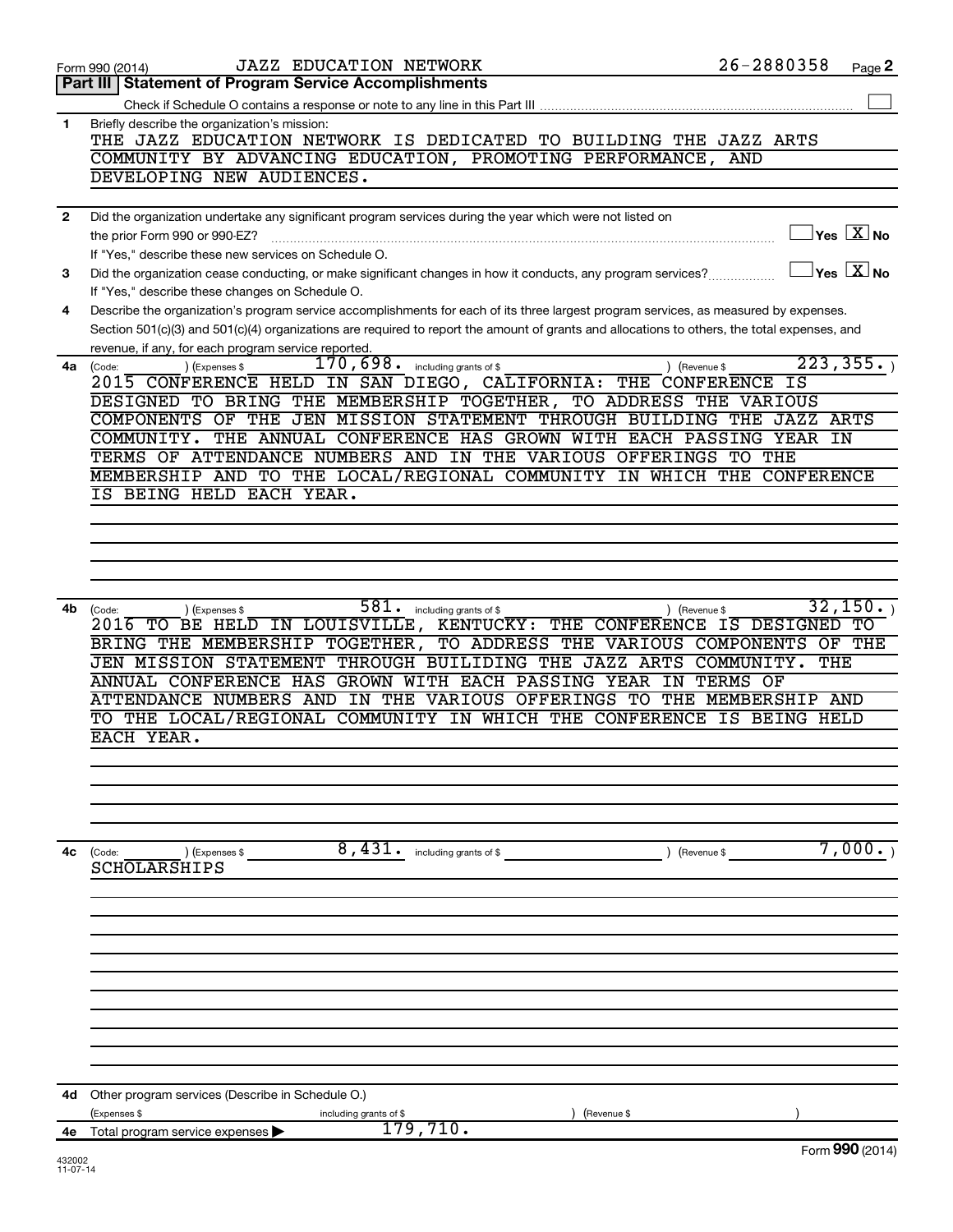Form 990 (2014) JAZZ EDUCATION NETWORK 26-2880358 Page **2**

## Part III | Statement of Program Service Accomplishments

Check if Schedule O contains a response or note to any line in this Part III ☐

**1** Briefly describe the organization's mission:

THE JAZZ EDUCATION NETWORK IS DEDICATED TO BUILDING THE JAZZ ARTS COMMUNITY BY ADVANCING EDUCATION, PROMOTING PERFORMANCE, AND DEVELOPING NEW AUDIENCES.

**2** Did the organization undertake any significant program services during the year which were not listed on the prior Form 990 or 990-EZ? ☐ Yes ☒ No

If "Yes," describe these new services on Schedule O.

**3** Did the organization cease conducting, or make significant changes in how it conducts, any program services? ☐ Yes ☒ No

If "Yes," describe these changes on Schedule O.

**4** Describe the organization's program service accomplishments for each of its three largest program services, as measured by expenses. Section 501(c)(3) and 501(c)(4) organizations are required to report the amount of grants and allocations to others, the total expenses, and revenue, if any, for each program service reported.

**4a** (Code: ) (Expenses $ 170,698. including grants of $ ) (Revenue $ 223,355. )

2015 CONFERENCE HELD IN SAN DIEGO, CALIFORNIA: THE CONFERENCE IS DESIGNED TO BRING THE MEMBERSHIP TOGETHER, TO ADDRESS THE VARIOUS COMPONENTS OF THE JEN MISSION STATEMENT THROUGH BUILDING THE JAZZ ARTS COMMUNITY. THE ANNUAL CONFERENCE HAS GROWN WITH EACH PASSING YEAR IN TERMS OF ATTENDANCE NUMBERS AND IN THE VARIOUS OFFERINGS TO THE MEMBERSHIP AND TO THE LOCAL/REGIONAL COMMUNITY IN WHICH THE CONFERENCE IS BEING HELD EACH YEAR.

**4b** (Code: ) (Expenses $ 581. including grants of $ ) (Revenue $ 32,150. )

2016 TO BE HELD IN LOUISVILLE, KENTUCKY: THE CONFERENCE IS DESIGNED TO BRING THE MEMBERSHIP TOGETHER, TO ADDRESS THE VARIOUS COMPONENTS OF THE JEN MISSION STATEMENT THROUGH BUILIDING THE JAZZ ARTS COMMUNITY. THE ANNUAL CONFERENCE HAS GROWN WITH EACH PASSING YEAR IN TERMS OF ATTENDANCE NUMBERS AND IN THE VARIOUS OFFERINGS TO THE MEMBERSHIP AND TO THE LOCAL/REGIONAL COMMUNITY IN WHICH THE CONFERENCE IS BEING HELD EACH YEAR.

**4c** (Code: ) (Expenses $ 8,431. including grants of $ ) (Revenue $ 7,000. )

SCHOLARSHIPS

**4d** Other program services (Describe in Schedule O.)

(Expenses $ including grants of $ ) (Revenue $ )

**4e** Total program service expenses ▶ 179,710.

Form **990** (2014)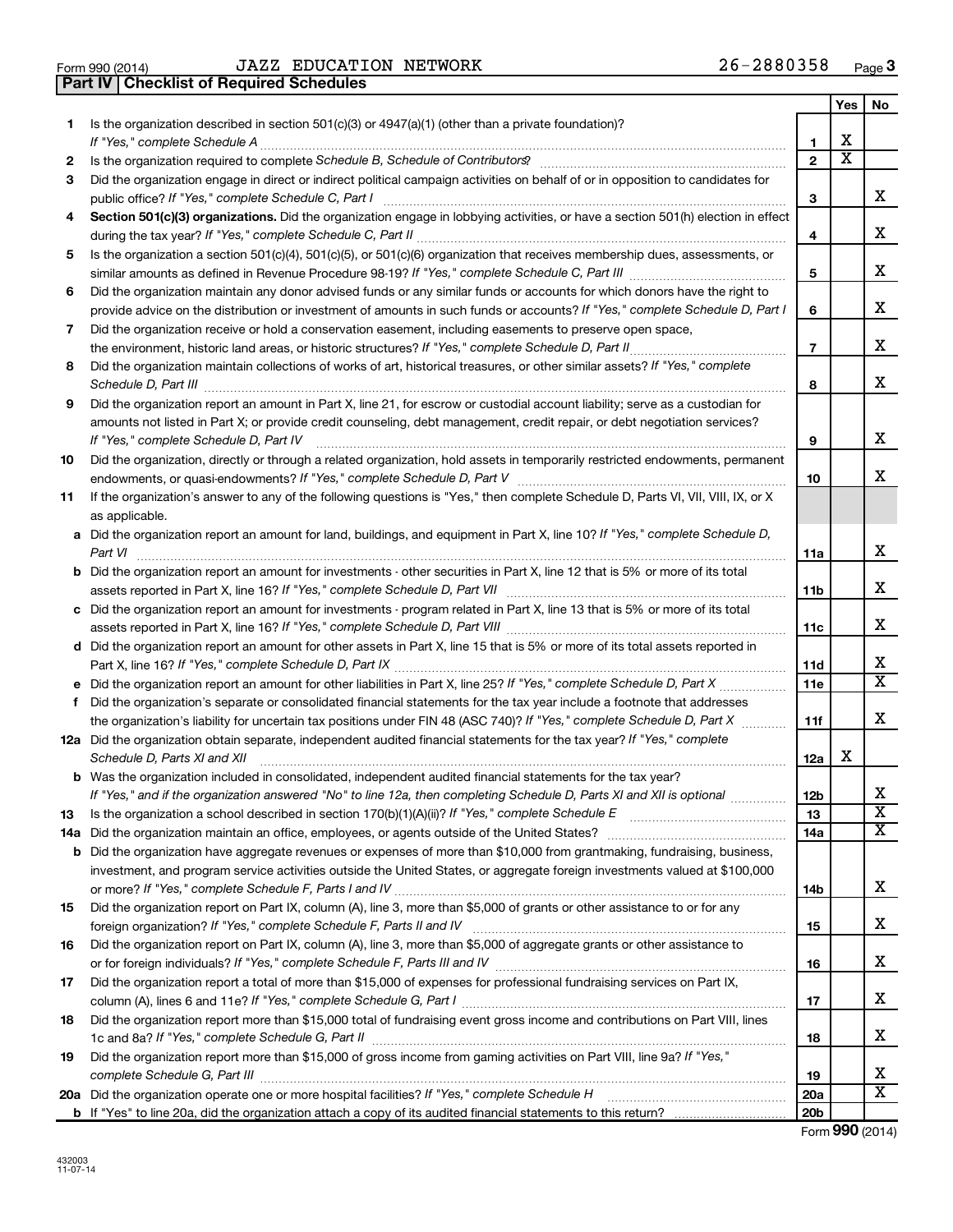Form 990 (2014) JAZZ EDUCATION NETWORK 26-2880358

**Part IV | Checklist of Required Schedules**

| | | | Yes | No |
|---|---|---|---|---|
| 1 | Is the organization described in section 501(c)(3) or 4947(a)(1) (other than a private foundation)? *If "Yes," complete Schedule A* | 1 | X | |
| 2 | Is the organization required to complete *Schedule B, Schedule of Contributors*? | 2 | X | |
| 3 | Did the organization engage in direct or indirect political campaign activities on behalf of or in opposition to candidates for public office? *If "Yes," complete Schedule C, Part I* | 3 | | X |
| 4 | **Section 501(c)(3) organizations.** Did the organization engage in lobbying activities, or have a section 501(h) election in effect during the tax year? *If "Yes," complete Schedule C, Part II* | 4 | | X |
| 5 | Is the organization a section 501(c)(4), 501(c)(5), or 501(c)(6) organization that receives membership dues, assessments, or similar amounts as defined in Revenue Procedure 98-19? *If "Yes," complete Schedule C, Part III* | 5 | | X |
| 6 | Did the organization maintain any donor advised funds or any similar funds or accounts for which donors have the right to provide advice on the distribution or investment of amounts in such funds or accounts? *If "Yes," complete Schedule D, Part I* | 6 | | X |
| 7 | Did the organization receive or hold a conservation easement, including easements to preserve open space, the environment, historic land areas, or historic structures? *If "Yes," complete Schedule D, Part II* | 7 | | X |
| 8 | Did the organization maintain collections of works of art, historical treasures, or other similar assets? *If "Yes," complete Schedule D, Part III* | 8 | | X |
| 9 | Did the organization report an amount in Part X, line 21, for escrow or custodial account liability; serve as a custodian for amounts not listed in Part X; or provide credit counseling, debt management, credit repair, or debt negotiation services? *If "Yes," complete Schedule D, Part IV* | 9 | | X |
| 10 | Did the organization, directly or through a related organization, hold assets in temporarily restricted endowments, permanent endowments, or quasi-endowments? *If "Yes," complete Schedule D, Part V* | 10 | | X |
| 11 | If the organization's answer to any of the following questions is "Yes," then complete Schedule D, Parts VI, VII, VIII, IX, or X as applicable. | | | |
| a | Did the organization report an amount for land, buildings, and equipment in Part X, line 10? *If "Yes," complete Schedule D, Part VI* | 11a | | X |
| b | Did the organization report an amount for investments - other securities in Part X, line 12 that is 5% or more of its total assets reported in Part X, line 16? *If "Yes," complete Schedule D, Part VII* | 11b | | X |
| c | Did the organization report an amount for investments - program related in Part X, line 13 that is 5% or more of its total assets reported in Part X, line 16? *If "Yes," complete Schedule D, Part VIII* | 11c | | X |
| d | Did the organization report an amount for other assets in Part X, line 15 that is 5% or more of its total assets reported in Part X, line 16? *If "Yes," complete Schedule D, Part IX* | 11d | | X |
| e | Did the organization report an amount for other liabilities in Part X, line 25? *If "Yes," complete Schedule D, Part X* | 11e | | X |
| f | Did the organization's separate or consolidated financial statements for the tax year include a footnote that addresses the organization's liability for uncertain tax positions under FIN 48 (ASC 740)? *If "Yes," complete Schedule D, Part X* | 11f | | X |
| 12a | Did the organization obtain separate, independent audited financial statements for the tax year? *If "Yes," complete Schedule D, Parts XI and XII* | 12a | X | |
| b | Was the organization included in consolidated, independent audited financial statements for the tax year? *If "Yes," and if the organization answered "No" to line 12a, then completing Schedule D, Parts XI and XII is optional* | 12b | | X |
| 13 | Is the organization a school described in section 170(b)(1)(A)(ii)? *If "Yes," complete Schedule E* | 13 | | X |
| 14a | Did the organization maintain an office, employees, or agents outside of the United States? | 14a | | X |
| b | Did the organization have aggregate revenues or expenses of more than $10,000 from grantmaking, fundraising, business, investment, and program service activities outside the United States, or aggregate foreign investments valued at $100,000 or more? *If "Yes," complete Schedule F, Parts I and IV* | 14b | | X |
| 15 | Did the organization report on Part IX, column (A), line 3, more than $5,000 of grants or other assistance to or for any foreign organization? *If "Yes," complete Schedule F, Parts II and IV* | 15 | | X |
| 16 | Did the organization report on Part IX, column (A), line 3, more than $5,000 of aggregate grants or other assistance to or for foreign individuals? *If "Yes," complete Schedule F, Parts III and IV* | 16 | | X |
| 17 | Did the organization report a total of more than $15,000 of expenses for professional fundraising services on Part IX, column (A), lines 6 and 11e? *If "Yes," complete Schedule G, Part I* | 17 | | X |
| 18 | Did the organization report more than $15,000 total of fundraising event gross income and contributions on Part VIII, lines 1c and 8a? *If "Yes," complete Schedule G, Part II* | 18 | | X |
| 19 | Did the organization report more than $15,000 of gross income from gaming activities on Part VIII, line 9a? *If "Yes," complete Schedule G, Part III* | 19 | | X |
| 20a | Did the organization operate one or more hospital facilities? *If "Yes," complete Schedule H* | 20a | | X |
| b | If "Yes" to line 20a, did the organization attach a copy of its audited financial statements to this return? | 20b | | |

Form **990** (2014)

432003 11-07-14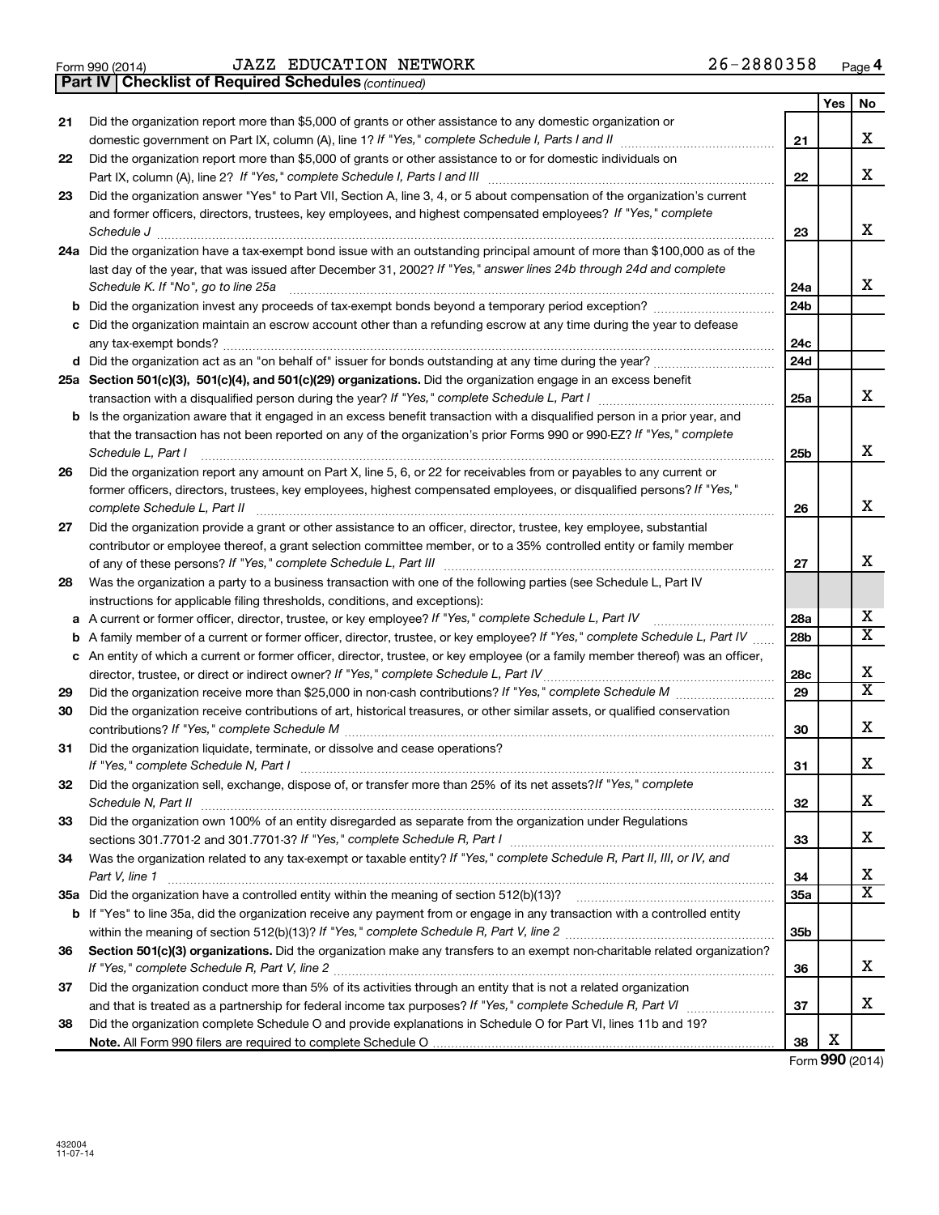Form 990 (2014) JAZZ EDUCATION NETWORK 26-2880358

**Part IV | Checklist of Required Schedules** *(continued)*

| | | | Yes | No |
|---|---|---|---|---|
| 21 | Did the organization report more than $5,000 of grants or other assistance to any domestic organization or domestic government on Part IX, column (A), line 1? *If "Yes," complete Schedule I, Parts I and II* | 21 | | X |
| 22 | Did the organization report more than $5,000 of grants or other assistance to or for domestic individuals on Part IX, column (A), line 2? *If "Yes," complete Schedule I, Parts I and III* | 22 | | X |
| 23 | Did the organization answer "Yes" to Part VII, Section A, line 3, 4, or 5 about compensation of the organization's current and former officers, directors, trustees, key employees, and highest compensated employees? *If "Yes," complete Schedule J* | 23 | | X |
| 24a | Did the organization have a tax-exempt bond issue with an outstanding principal amount of more than $100,000 as of the last day of the year, that was issued after December 31, 2002? *If "Yes," answer lines 24b through 24d and complete Schedule K. If "No", go to line 25a* | 24a | | X |
| b | Did the organization invest any proceeds of tax-exempt bonds beyond a temporary period exception? | 24b | | |
| c | Did the organization maintain an escrow account other than a refunding escrow at any time during the year to defease any tax-exempt bonds? | 24c | | |
| d | Did the organization act as an "on behalf of" issuer for bonds outstanding at any time during the year? | 24d | | |
| 25a | **Section 501(c)(3), 501(c)(4), and 501(c)(29) organizations.** Did the organization engage in an excess benefit transaction with a disqualified person during the year? *If "Yes," complete Schedule L, Part I* | 25a | | X |
| b | Is the organization aware that it engaged in an excess benefit transaction with a disqualified person in a prior year, and that the transaction has not been reported on any of the organization's prior Forms 990 or 990-EZ? *If "Yes," complete Schedule L, Part I* | 25b | | X |
| 26 | Did the organization report any amount on Part X, line 5, 6, or 22 for receivables from or payables to any current or former officers, directors, trustees, key employees, highest compensated employees, or disqualified persons? *If "Yes," complete Schedule L, Part II* | 26 | | X |
| 27 | Did the organization provide a grant or other assistance to an officer, director, trustee, key employee, substantial contributor or employee thereof, a grant selection committee member, or to a 35% controlled entity or family member of any of these persons? *If "Yes," complete Schedule L, Part III* | 27 | | X |
| 28 | Was the organization a party to a business transaction with one of the following parties (see Schedule L, Part IV instructions for applicable filing thresholds, conditions, and exceptions): | | | |
| a | A current or former officer, director, trustee, or key employee? *If "Yes," complete Schedule L, Part IV* | 28a | | X |
| b | A family member of a current or former officer, director, trustee, or key employee? *If "Yes," complete Schedule L, Part IV* | 28b | | X |
| c | An entity of which a current or former officer, director, trustee, or key employee (or a family member thereof) was an officer, director, trustee, or direct or indirect owner? *If "Yes," complete Schedule L, Part IV* | 28c | | X |
| 29 | Did the organization receive more than $25,000 in non-cash contributions? *If "Yes," complete Schedule M* | 29 | | X |
| 30 | Did the organization receive contributions of art, historical treasures, or other similar assets, or qualified conservation contributions? *If "Yes," complete Schedule M* | 30 | | X |
| 31 | Did the organization liquidate, terminate, or dissolve and cease operations? *If "Yes," complete Schedule N, Part I* | 31 | | X |
| 32 | Did the organization sell, exchange, dispose of, or transfer more than 25% of its net assets? *If "Yes," complete Schedule N, Part II* | 32 | | X |
| 33 | Did the organization own 100% of an entity disregarded as separate from the organization under Regulations sections 301.7701-2 and 301.7701-3? *If "Yes," complete Schedule R, Part I* | 33 | | X |
| 34 | Was the organization related to any tax-exempt or taxable entity? *If "Yes," complete Schedule R, Part II, III, or IV, and Part V, line 1* | 34 | | X |
| 35a | Did the organization have a controlled entity within the meaning of section 512(b)(13)? | 35a | | X |
| b | If "Yes" to line 35a, did the organization receive any payment from or engage in any transaction with a controlled entity within the meaning of section 512(b)(13)? *If "Yes," complete Schedule R, Part V, line 2* | 35b | | |
| 36 | **Section 501(c)(3) organizations.** Did the organization make any transfers to an exempt non-charitable related organization? *If "Yes," complete Schedule R, Part V, line 2* | 36 | | X |
| 37 | Did the organization conduct more than 5% of its activities through an entity that is not a related organization and that is treated as a partnership for federal income tax purposes? *If "Yes," complete Schedule R, Part VI* | 37 | | X |
| 38 | Did the organization complete Schedule O and provide explanations in Schedule O for Part VI, lines 11b and 19? **Note.** All Form 990 filers are required to complete Schedule O | 38 | X | |

Form **990** (2014)

432004 11-07-14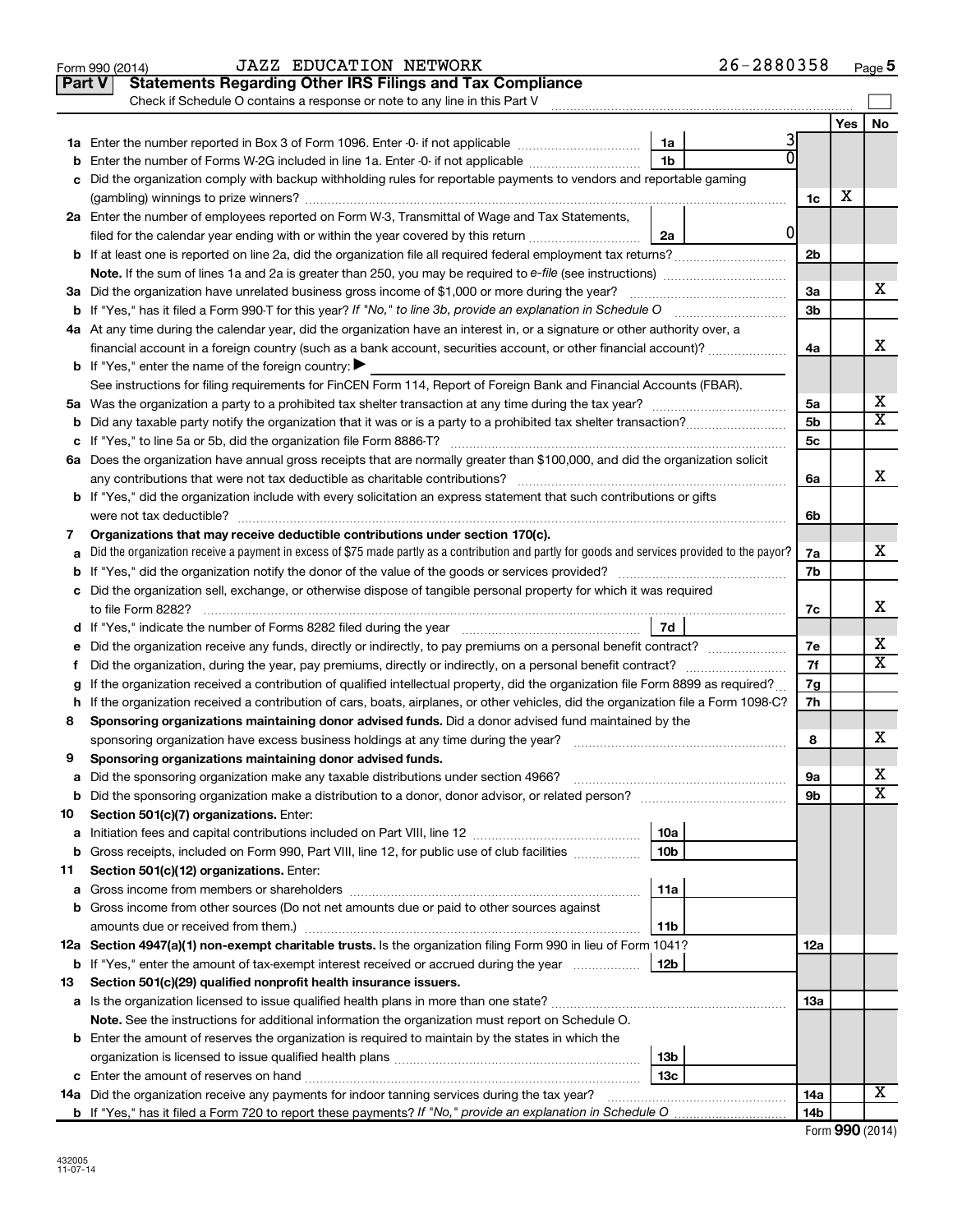Form 990 (2014) JAZZ EDUCATION NETWORK 26-2880358 Page 5

## Part V Statements Regarding Other IRS Filings and Tax Compliance

Check if Schedule O contains a response or note to any line in this Part V

| Line | Description | Box | Amount | Line | Yes | No |
|---|---|---|---|---|---|---|
| 1a | Enter the number reported in Box 3 of Form 1096. Enter -0- if not applicable | 1a | 3 | | | |
| b | Enter the number of Forms W-2G included in line 1a. Enter -0- if not applicable | 1b | 0 | | | |
| c | Did the organization comply with backup withholding rules for reportable payments to vendors and reportable gaming (gambling) winnings to prize winners? | | | 1c | X | |
| 2a | Enter the number of employees reported on Form W-3, Transmittal of Wage and Tax Statements, filed for the calendar year ending with or within the year covered by this return | 2a | 0 | | | |
| b | If at least one is reported on line 2a, did the organization file all required federal employment tax returns? | | | 2b | | |
| | **Note.** If the sum of lines 1a and 2a is greater than 250, you may be required to *e-file* (see instructions) | | | | | |
| 3a | Did the organization have unrelated business gross income of $1,000 or more during the year? | | | 3a | | X |
| b | If "Yes," has it filed a Form 990-T for this year? *If "No," to line 3b, provide an explanation in Schedule O* | | | 3b | | |
| 4a | At any time during the calendar year, did the organization have an interest in, or a signature or other authority over, a financial account in a foreign country (such as a bank account, securities account, or other financial account)? | | | 4a | | X |
| b | If "Yes," enter the name of the foreign country: ▶ | | | | | |
| | See instructions for filing requirements for FinCEN Form 114, Report of Foreign Bank and Financial Accounts (FBAR). | | | | | |
| 5a | Was the organization a party to a prohibited tax shelter transaction at any time during the tax year? | | | 5a | | X |
| b | Did any taxable party notify the organization that it was or is a party to a prohibited tax shelter transaction? | | | 5b | | X |
| c | If "Yes," to line 5a or 5b, did the organization file Form 8886-T? | | | 5c | | |
| 6a | Does the organization have annual gross receipts that are normally greater than $100,000, and did the organization solicit any contributions that were not tax deductible as charitable contributions? | | | 6a | | X |
| b | If "Yes," did the organization include with every solicitation an express statement that such contributions or gifts were not tax deductible? | | | 6b | | |
| 7 | **Organizations that may receive deductible contributions under section 170(c).** | | | | | |
| a | Did the organization receive a payment in excess of $75 made partly as a contribution and partly for goods and services provided to the payor? | | | 7a | | X |
| b | If "Yes," did the organization notify the donor of the value of the goods or services provided? | | | 7b | | |
| c | Did the organization sell, exchange, or otherwise dispose of tangible personal property for which it was required to file Form 8282? | | | 7c | | X |
| d | If "Yes," indicate the number of Forms 8282 filed during the year | 7d | | | | |
| e | Did the organization receive any funds, directly or indirectly, to pay premiums on a personal benefit contract? | | | 7e | | X |
| f | Did the organization, during the year, pay premiums, directly or indirectly, on a personal benefit contract? | | | 7f | | X |
| g | If the organization received a contribution of qualified intellectual property, did the organization file Form 8899 as required? | | | 7g | | |
| h | If the organization received a contribution of cars, boats, airplanes, or other vehicles, did the organization file a Form 1098-C? | | | 7h | | |
| 8 | **Sponsoring organizations maintaining donor advised funds.** Did a donor advised fund maintained by the sponsoring organization have excess business holdings at any time during the year? | | | 8 | | X |
| 9 | **Sponsoring organizations maintaining donor advised funds.** | | | | | |
| a | Did the sponsoring organization make any taxable distributions under section 4966? | | | 9a | | X |
| b | Did the sponsoring organization make a distribution to a donor, donor advisor, or related person? | | | 9b | | X |
| 10 | **Section 501(c)(7) organizations.** Enter: | | | | | |
| a | Initiation fees and capital contributions included on Part VIII, line 12 | 10a | | | | |
| b | Gross receipts, included on Form 990, Part VIII, line 12, for public use of club facilities | 10b | | | | |
| 11 | **Section 501(c)(12) organizations.** Enter: | | | | | |
| a | Gross income from members or shareholders | 11a | | | | |
| b | Gross income from other sources (Do not net amounts due or paid to other sources against amounts due or received from them.) | 11b | | | | |
| 12a | **Section 4947(a)(1) non-exempt charitable trusts.** Is the organization filing Form 990 in lieu of Form 1041? | | | 12a | | |
| b | If "Yes," enter the amount of tax-exempt interest received or accrued during the year | 12b | | | | |
| 13 | **Section 501(c)(29) qualified nonprofit health insurance issuers.** | | | | | |
| a | Is the organization licensed to issue qualified health plans in more than one state? | | | 13a | | |
| | **Note.** See the instructions for additional information the organization must report on Schedule O. | | | | | |
| b | Enter the amount of reserves the organization is required to maintain by the states in which the organization is licensed to issue qualified health plans | 13b | | | | |
| c | Enter the amount of reserves on hand | 13c | | | | |
| 14a | Did the organization receive any payments for indoor tanning services during the tax year? | | | 14a | | X |
| b | If "Yes," has it filed a Form 720 to report these payments? *If "No," provide an explanation in Schedule O* | | | 14b | | |

432005 11-07-14

Form **990** (2014)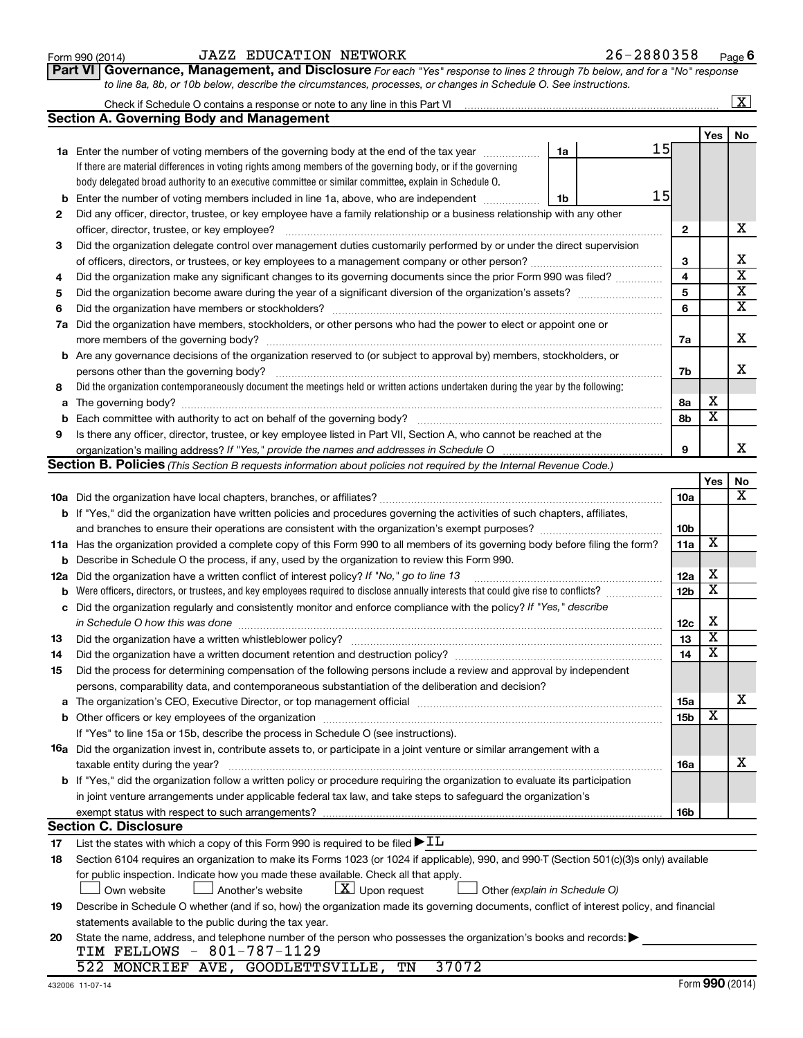Form 990 (2014) JAZZ EDUCATION NETWORK 26-2880358 Page 6

**Part VI Governance, Management, and Disclosure** *For each "Yes" response to lines 2 through 7b below, and for a "No" response to line 8a, 8b, or 10b below, describe the circumstances, processes, or changes in Schedule O. See instructions.*

Check if Schedule O contains a response or note to any line in this Part VI ..... [X]

**Section A. Governing Body and Management**

| | | | | Yes | No |
|---|---|---|---|---|---|
| **1a** | Enter the number of voting members of the governing body at the end of the tax year ..... **1a** 15. If there are material differences in voting rights among members of the governing body, or if the governing body delegated broad authority to an executive committee or similar committee, explain in Schedule O. | | | | |
| **b** | Enter the number of voting members included in line 1a, above, who are independent ..... **1b** 15 | | | | |
| **2** | Did any officer, director, trustee, or key employee have a family relationship or a business relationship with any other officer, director, trustee, or key employee? | **2** | | | X |
| **3** | Did the organization delegate control over management duties customarily performed by or under the direct supervision of officers, directors, or trustees, or key employees to a management company or other person? | **3** | | | X |
| **4** | Did the organization make any significant changes to its governing documents since the prior Form 990 was filed? | **4** | | | X |
| **5** | Did the organization become aware during the year of a significant diversion of the organization's assets? | **5** | | | X |
| **6** | Did the organization have members or stockholders? | **6** | | | X |
| **7a** | Did the organization have members, stockholders, or other persons who had the power to elect or appoint one or more members of the governing body? | **7a** | | | X |
| **b** | Are any governance decisions of the organization reserved to (or subject to approval by) members, stockholders, or persons other than the governing body? | **7b** | | | X |
| **8** | Did the organization contemporaneously document the meetings held or written actions undertaken during the year by the following: | | | | |
| **a** | The governing body? | **8a** | | X | |
| **b** | Each committee with authority to act on behalf of the governing body? | **8b** | | X | |
| **9** | Is there any officer, director, trustee, or key employee listed in Part VII, Section A, who cannot be reached at the organization's mailing address? *If "Yes," provide the names and addresses in Schedule O* | **9** | | | X |

**Section B. Policies** *(This Section B requests information about policies not required by the Internal Revenue Code.)*

| | | | Yes | No |
|---|---|---|---|---|
| **10a** | Did the organization have local chapters, branches, or affiliates? | **10a** | | X |
| **b** | If "Yes," did the organization have written policies and procedures governing the activities of such chapters, affiliates, and branches to ensure their operations are consistent with the organization's exempt purposes? | **10b** | | |
| **11a** | Has the organization provided a complete copy of this Form 990 to all members of its governing body before filing the form? | **11a** | X | |
| **b** | Describe in Schedule O the process, if any, used by the organization to review this Form 990. | | | |
| **12a** | Did the organization have a written conflict of interest policy? *If "No," go to line 13* | **12a** | X | |
| **b** | Were officers, directors, or trustees, and key employees required to disclose annually interests that could give rise to conflicts? | **12b** | X | |
| **c** | Did the organization regularly and consistently monitor and enforce compliance with the policy? *If "Yes," describe in Schedule O how this was done* | **12c** | X | |
| **13** | Did the organization have a written whistleblower policy? | **13** | X | |
| **14** | Did the organization have a written document retention and destruction policy? | **14** | X | |
| **15** | Did the process for determining compensation of the following persons include a review and approval by independent persons, comparability data, and contemporaneous substantiation of the deliberation and decision? | | | |
| **a** | The organization's CEO, Executive Director, or top management official | **15a** | | X |
| **b** | Other officers or key employees of the organization | **15b** | X | |
| | If "Yes" to line 15a or 15b, describe the process in Schedule O (see instructions). | | | |
| **16a** | Did the organization invest in, contribute assets to, or participate in a joint venture or similar arrangement with a taxable entity during the year? | **16a** | | X |
| **b** | If "Yes," did the organization follow a written policy or procedure requiring the organization to evaluate its participation in joint venture arrangements under applicable federal tax law, and take steps to safeguard the organization's exempt status with respect to such arrangements? | **16b** | | |

**Section C. Disclosure**

**17** List the states with which a copy of this Form 990 is required to be filed ▶ IL

**18** Section 6104 requires an organization to make its Forms 1023 (or 1024 if applicable), 990, and 990-T (Section 501(c)(3)s only) available for public inspection. Indicate how you made these available. Check all that apply.

[ ] Own website [ ] Another's website [X] Upon request [ ] Other *(explain in Schedule O)*

**19** Describe in Schedule O whether (and if so, how) the organization made its governing documents, conflict of interest policy, and financial statements available to the public during the tax year.

**20** State the name, address, and telephone number of the person who possesses the organization's books and records: ▶

TIM FELLOWS - 801-787-1129
522 MONCRIEF AVE, GOODLETTSVILLE, TN 37072

432006 11-07-14 Form **990** (2014)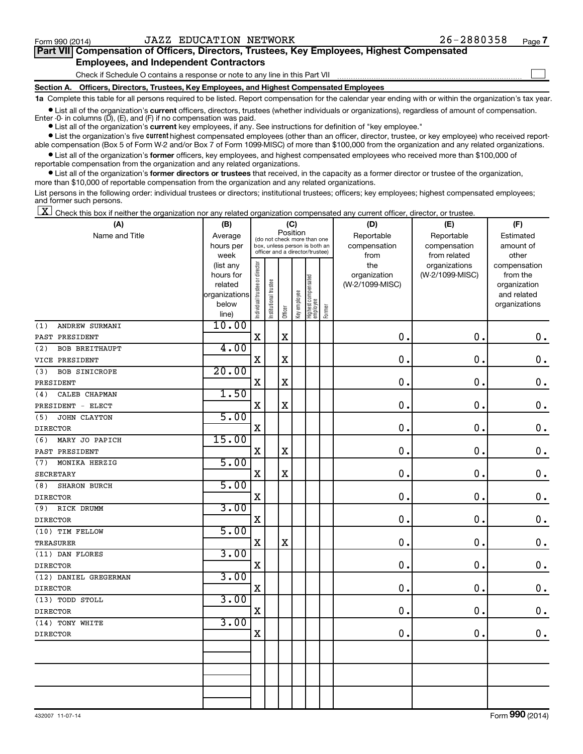Form 990 (2014) JAZZ EDUCATION NETWORK 26-2880358 Page 7

**Part VII Compensation of Officers, Directors, Trustees, Key Employees, Highest Compensated Employees, and Independent Contractors**

Check if Schedule O contains a response or note to any line in this Part VII ☐

**Section A. Officers, Directors, Trustees, Key Employees, and Highest Compensated Employees**

**1a** Complete this table for all persons required to be listed. Report compensation for the calendar year ending with or within the organization's tax year.

- List all of the organization's **current** officers, directors, trustees (whether individuals or organizations), regardless of amount of compensation. Enter -0- in columns (D), (E), and (F) if no compensation was paid.
- List all of the organization's **current** key employees, if any. See instructions for definition of "key employee."
- List the organization's five **current** highest compensated employees (other than an officer, director, trustee, or key employee) who received reportable compensation (Box 5 of Form W-2 and/or Box 7 of Form 1099-MISC) of more than $100,000 from the organization and any related organizations.
- List all of the organization's **former** officers, key employees, and highest compensated employees who received more than $100,000 of reportable compensation from the organization and any related organizations.
- List all of the organization's **former directors or trustees** that received, in the capacity as a former director or trustee of the organization, more than $10,000 of reportable compensation from the organization and any related organizations.

List persons in the following order: individual trustees or directors; institutional trustees; officers; key employees; highest compensated employees; and former such persons.

☒ Check this box if neither the organization nor any related organization compensated any current officer, director, or trustee.

| (A) Name and Title | (B) Average hours per week (list any hours for related organizations below line) | (C) Position: Individual trustee or director | Institutional trustee | Officer | Key employee | Highest compensated employee | Former | (D) Reportable compensation from the organization (W-2/1099-MISC) | (E) Reportable compensation from related organizations (W-2/1099-MISC) | (F) Estimated amount of other compensation from the organization and related organizations |
|---|---|---|---|---|---|---|---|---|---|---|
| (1) ANDREW SURMANI<br>PAST PRESIDENT | 10.00 | X | | X | | | | 0. | 0. | 0. |
| (2) BOB BREITHAUPT<br>VICE PRESIDENT | 4.00 | X | | X | | | | 0. | 0. | 0. |
| (3) BOB SINICROPE<br>PRESIDENT | 20.00 | X | | X | | | | 0. | 0. | 0. |
| (4) CALEB CHAPMAN<br>PRESIDENT - ELECT | 1.50 | X | | X | | | | 0. | 0. | 0. |
| (5) JOHN CLAYTON<br>DIRECTOR | 5.00 | X | | | | | | 0. | 0. | 0. |
| (6) MARY JO PAPICH<br>PAST PRESIDENT | 15.00 | X | | X | | | | 0. | 0. | 0. |
| (7) MONIKA HERZIG<br>SECRETARY | 5.00 | X | | X | | | | 0. | 0. | 0. |
| (8) SHARON BURCH<br>DIRECTOR | 5.00 | X | | | | | | 0. | 0. | 0. |
| (9) RICK DRUMM<br>DIRECTOR | 3.00 | X | | | | | | 0. | 0. | 0. |
| (10) TIM FELLOW<br>TREASURER | 5.00 | X | | X | | | | 0. | 0. | 0. |
| (11) DAN FLORES<br>DIRECTOR | 3.00 | X | | | | | | 0. | 0. | 0. |
| (12) DANIEL GREGERMAN<br>DIRECTOR | 3.00 | X | | | | | | 0. | 0. | 0. |
| (13) TODD STOLL<br>DIRECTOR | 3.00 | X | | | | | | 0. | 0. | 0. |
| (14) TONY WHITE<br>DIRECTOR | 3.00 | X | | | | | | 0. | 0. | 0. |
| | | | | | | | | | | |
| | | | | | | | | | | |
| | | | | | | | | | | |

432007 11-07-14 Form **990** (2014)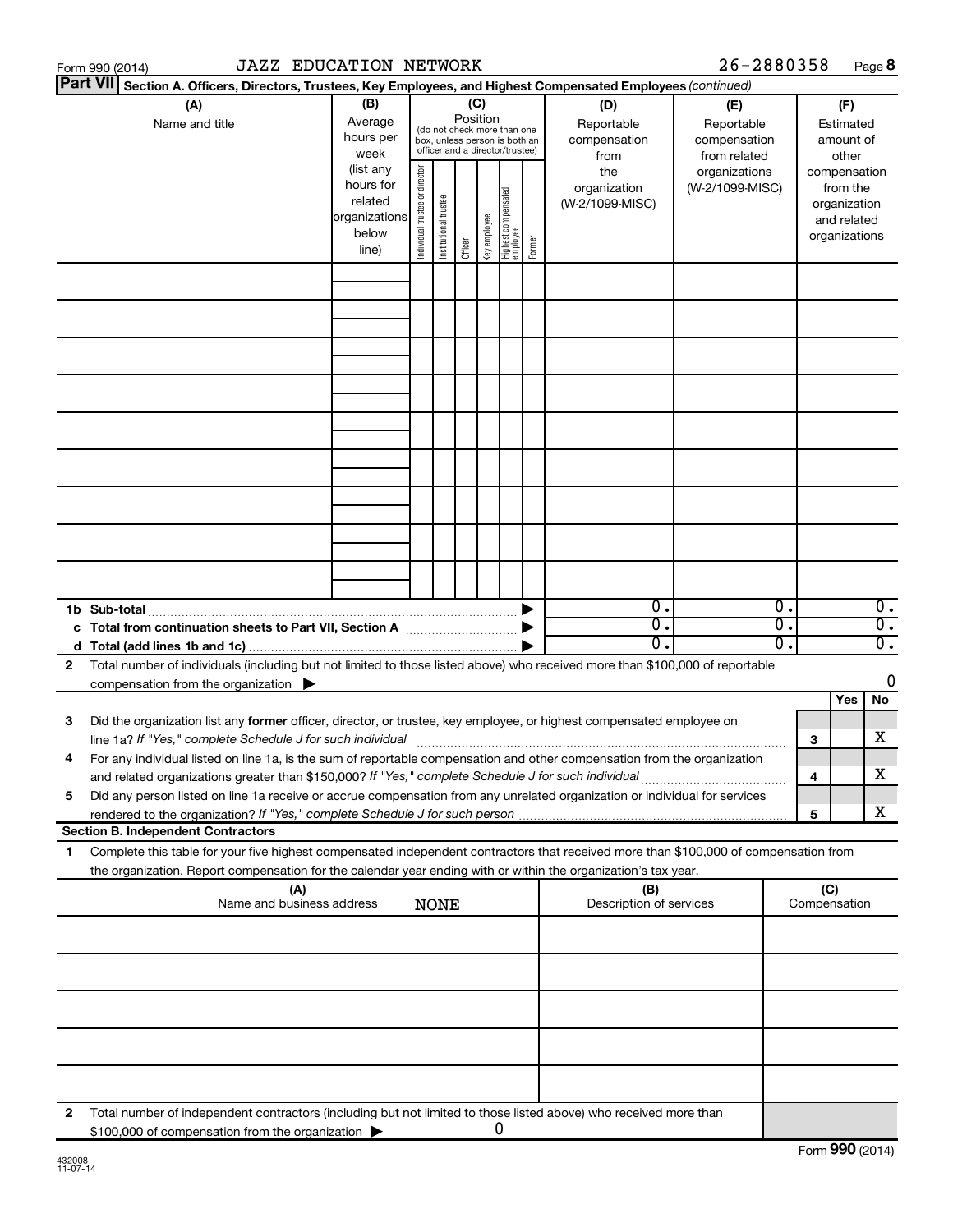Form 990 (2014) JAZZ EDUCATION NETWORK 26-2880358 Page 8

**Part VII Section A. Officers, Directors, Trustees, Key Employees, and Highest Compensated Employees** *(continued)*

| (A) Name and title | (B) Average hours per week (list any hours for related organizations below line) | (C) Position: Individual trustee or director | Institutional trustee | Officer | Key employee | Highest compensated employee | Former | (D) Reportable compensation from the organization (W-2/1099-MISC) | (E) Reportable compensation from related organizations (W-2/1099-MISC) | (F) Estimated amount of other compensation from the organization and related organizations |
|---|---|---|---|---|---|---|---|---|---|---|
| | | | | | | | | | | |
| | | | | | | | | | | |
| | | | | | | | | | | |
| | | | | | | | | | | |
| | | | | | | | | | | |
| | | | | | | | | | | |
| | | | | | | | | | | |
| | | | | | | | | | | |
| | | | | | | | | | | |
| **1b Sub-total** | | | | | | | | 0. | 0. | 0. |
| **c Total from continuation sheets to Part VII, Section A** | | | | | | | | 0. | 0. | 0. |
| **d Total (add lines 1b and 1c)** | | | | | | | | 0. | 0. | 0. |

**2** Total number of individuals (including but not limited to those listed above) who received more than $100,000 of reportable compensation from the organization ▶ 0

| | | | Yes | No |
|---|---|---|---|---|
| **3** | Did the organization list any **former** officer, director, or trustee, key employee, or highest compensated employee on line 1a? *If "Yes," complete Schedule J for such individual* | 3 | | X |
| **4** | For any individual listed on line 1a, is the sum of reportable compensation and other compensation from the organization and related organizations greater than $150,000? *If "Yes," complete Schedule J for such individual* | 4 | | X |
| **5** | Did any person listed on line 1a receive or accrue compensation from any unrelated organization or individual for services rendered to the organization? *If "Yes," complete Schedule J for such person* | 5 | | X |

**Section B. Independent Contractors**

**1** Complete this table for your five highest compensated independent contractors that received more than $100,000 of compensation from the organization. Report compensation for the calendar year ending with or within the organization's tax year.

| (A) Name and business address NONE | (B) Description of services | (C) Compensation |
|---|---|---|
| | | |
| | | |
| | | |
| | | |
| | | |

**2** Total number of independent contractors (including but not limited to those listed above) who received more than $100,000 of compensation from the organization ▶ 0

Form **990** (2014)

432008 11-07-14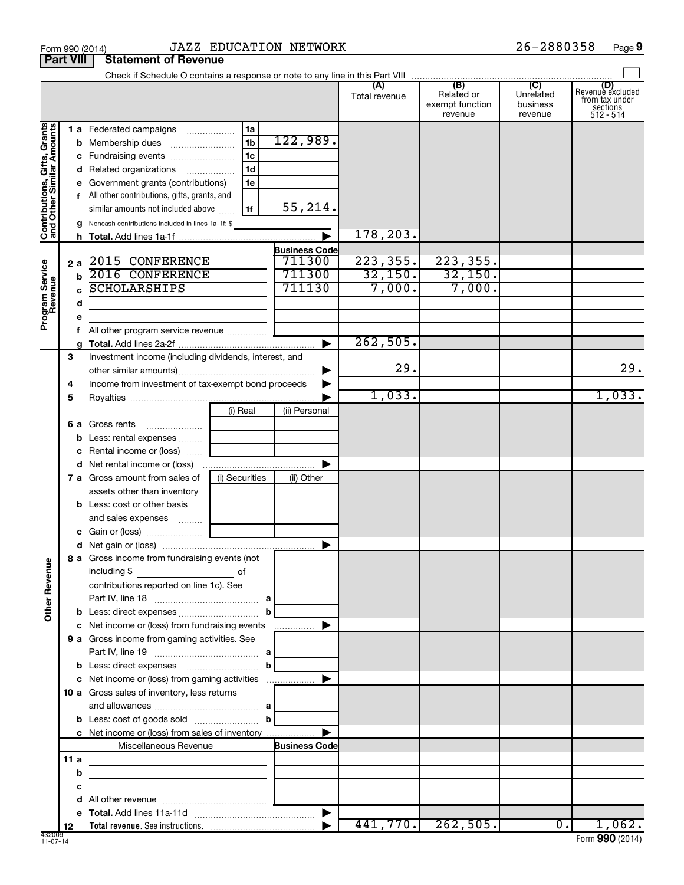Form 990 (2014) JAZZ EDUCATION NETWORK 26-2880358

## Part VIII Statement of Revenue

Check if Schedule O contains a response or note to any line in this Part VIII ☐

| | | | | (A) Total revenue | (B) Related or exempt function revenue | (C) Unrelated business revenue | (D) Revenue excluded from tax under sections 512 - 514 |
|---|---|---|---|---|---|---|---|
| **Contributions, Gifts, Grants and Other Similar Amounts** | 1 a | Federated campaigns | 1a | | | | | 
| | b | Membership dues | 1b | 122,989. | | | |
| | c | Fundraising events | 1c | | | | |
| | d | Related organizations | 1d | | | | |
| | e | Government grants (contributions) | 1e | | | | |
| | f | All other contributions, gifts, grants, and similar amounts not included above | 1f | 55,214. | | | |
| | g | Noncash contributions included in lines 1a-1f: $ | | | | | |
| | h | **Total.** Add lines 1a-1f | | 178,203. | | | |
| **Program Service Revenue** | | | **Business Code** | | | | |
| | 2 a | 2015 CONFERENCE | 711300 | 223,355. | 223,355. | | |
| | b | 2016 CONFERENCE | 711300 | 32,150. | 32,150. | | |
| | c | SCHOLARSHIPS | 711130 | 7,000. | 7,000. | | |
| | d | | | | | | |
| | e | | | | | | |
| | f | All other program service revenue | | | | | |
| | g | **Total.** Add lines 2a-2f | | 262,505. | | | |
| **Other Revenue** | 3 | Investment income (including dividends, interest, and other similar amounts) | | 29. | | | 29. |
| | 4 | Income from investment of tax-exempt bond proceeds | | | | | |
| | 5 | Royalties | | 1,033. | | | 1,033. |
| | | | (i) Real / (ii) Personal | | | | |
| | 6 a | Gross rents | | | | | |
| | b | Less: rental expenses | | | | | |
| | c | Rental income or (loss) | | | | | |
| | d | Net rental income or (loss) | | | | | |
| | | | (i) Securities / (ii) Other | | | | |
| | 7 a | Gross amount from sales of assets other than inventory | | | | | |
| | b | Less: cost or other basis and sales expenses | | | | | |
| | c | Gain or (loss) | | | | | |
| | d | Net gain or (loss) | | | | | |
| | 8 a | Gross income from fundraising events (not including $ of contributions reported on line 1c). See Part IV, line 18 | a | | | | |
| | b | Less: direct expenses | b | | | | |
| | c | Net income or (loss) from fundraising events | | | | | |
| | 9 a | Gross income from gaming activities. See Part IV, line 19 | a | | | | |
| | b | Less: direct expenses | b | | | | |
| | c | Net income or (loss) from gaming activities | | | | | |
| | 10 a | Gross sales of inventory, less returns and allowances | a | | | | |
| | b | Less: cost of goods sold | b | | | | |
| | c | Net income or (loss) from sales of inventory | | | | | |
| | | Miscellaneous Revenue | **Business Code** | | | | |
| | 11 a | | | | | | |
| | b | | | | | | |
| | c | | | | | | |
| | d | All other revenue | | | | | |
| | e | **Total.** Add lines 11a-11d | | | | | |
| | 12 | **Total revenue.** See instructions. | | 441,770. | 262,505. | 0. | 1,062. |

432009 11-07-14 Form **990** (2014)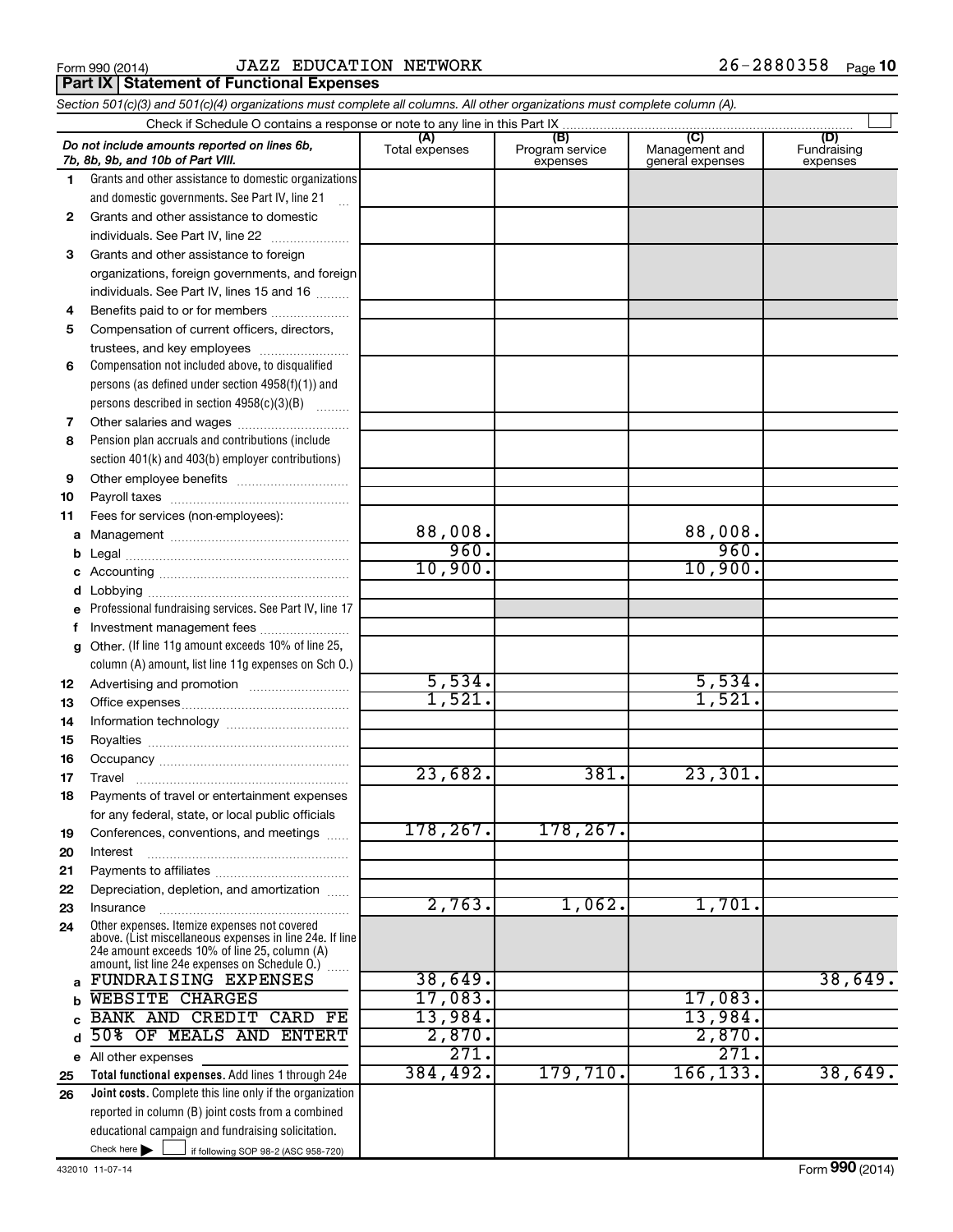Form 990 (2014) JAZZ EDUCATION NETWORK 26-2880358

## Part IX Statement of Functional Expenses

*Section 501(c)(3) and 501(c)(4) organizations must complete all columns. All other organizations must complete column (A).*

Check if Schedule O contains a response or note to any line in this Part IX ☐

| | *Do not include amounts reported on lines 6b, 7b, 8b, 9b, and 10b of Part VIII.* | (A) Total expenses | (B) Program service expenses | (C) Management and general expenses | (D) Fundraising expenses |
|---|---|---|---|---|---|
| 1 | Grants and other assistance to domestic organizations and domestic governments. See Part IV, line 21 | | | | |
| 2 | Grants and other assistance to domestic individuals. See Part IV, line 22 | | | | |
| 3 | Grants and other assistance to foreign organizations, foreign governments, and foreign individuals. See Part IV, lines 15 and 16 | | | | |
| 4 | Benefits paid to or for members | | | | |
| 5 | Compensation of current officers, directors, trustees, and key employees | | | | |
| 6 | Compensation not included above, to disqualified persons (as defined under section 4958(f)(1)) and persons described in section 4958(c)(3)(B) | | | | |
| 7 | Other salaries and wages | | | | |
| 8 | Pension plan accruals and contributions (include section 401(k) and 403(b) employer contributions) | | | | |
| 9 | Other employee benefits | | | | |
| 10 | Payroll taxes | | | | |
| 11 | Fees for services (non-employees): | | | | |
| a | Management | 88,008. | | 88,008. | |
| b | Legal | 960. | | 960. | |
| c | Accounting | 10,900. | | 10,900. | |
| d | Lobbying | | | | |
| e | Professional fundraising services. See Part IV, line 17 | | | | |
| f | Investment management fees | | | | |
| g | Other. (If line 11g amount exceeds 10% of line 25, column (A) amount, list line 11g expenses on Sch O.) | | | | |
| 12 | Advertising and promotion | 5,534. | | 5,534. | |
| 13 | Office expenses | 1,521. | | 1,521. | |
| 14 | Information technology | | | | |
| 15 | Royalties | | | | |
| 16 | Occupancy | | | | |
| 17 | Travel | 23,682. | 381. | 23,301. | |
| 18 | Payments of travel or entertainment expenses for any federal, state, or local public officials | | | | |
| 19 | Conferences, conventions, and meetings | 178,267. | 178,267. | | |
| 20 | Interest | | | | |
| 21 | Payments to affiliates | | | | |
| 22 | Depreciation, depletion, and amortization | | | | |
| 23 | Insurance | 2,763. | 1,062. | 1,701. | |
| 24 | Other expenses. Itemize expenses not covered above. (List miscellaneous expenses in line 24e. If line 24e amount exceeds 10% of line 25, column (A) amount, list line 24e expenses on Schedule O.) | | | | |
| a | FUNDRAISING EXPENSES | 38,649. | | | 38,649. |
| b | WEBSITE CHARGES | 17,083. | | 17,083. | |
| c | BANK AND CREDIT CARD FE | 13,984. | | 13,984. | |
| d | 50% OF MEALS AND ENTERT | 2,870. | | 2,870. | |
| e | All other expenses | 271. | | 271. | |
| 25 | **Total functional expenses.** Add lines 1 through 24e | 384,492. | 179,710. | 166,133. | 38,649. |
| 26 | **Joint costs.** Complete this line only if the organization reported in column (B) joint costs from a combined educational campaign and fundraising solicitation. Check here ☐ if following SOP 98-2 (ASC 958-720) | | | | |

432010 11-07-14 Form **990** (2014)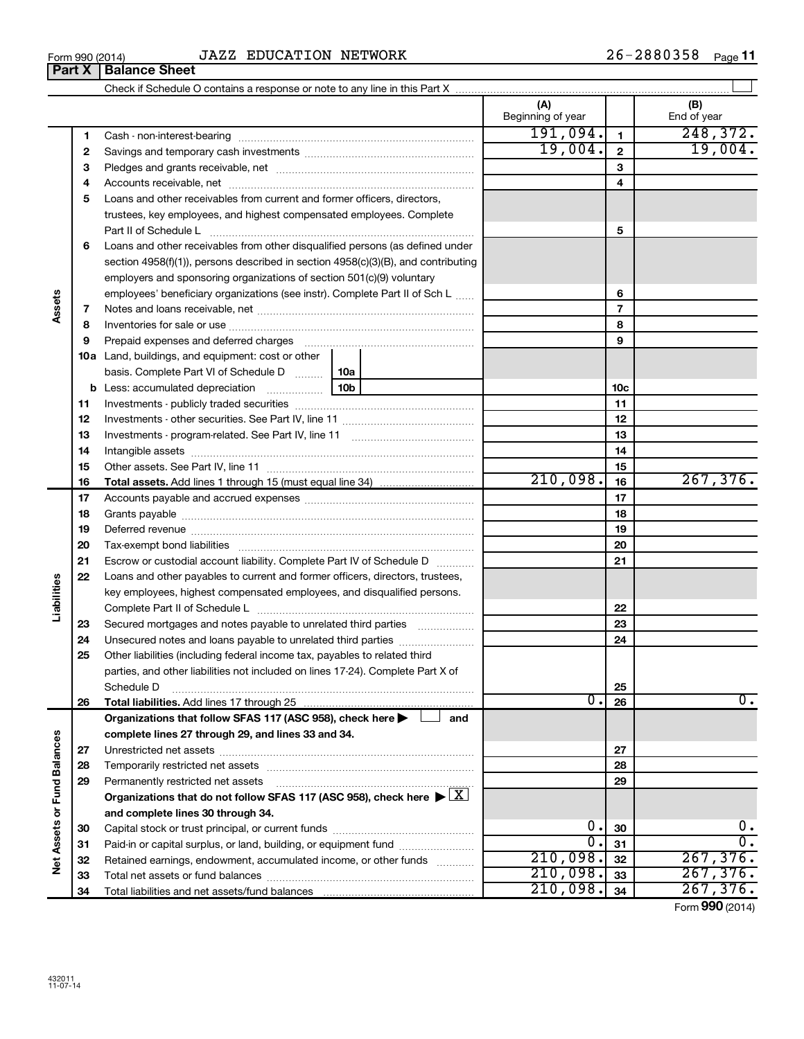Form 990 (2014) JAZZ EDUCATION NETWORK 26-2880358

## Part X Balance Sheet

Check if Schedule O contains a response or note to any line in this Part X ☐

| | | | (A) Beginning of year | | (B) End of year |
|---|---|---|---|---|---|
| **Assets** | 1 | Cash - non-interest-bearing | 191,094. | 1 | 248,372. |
| | 2 | Savings and temporary cash investments | 19,004. | 2 | 19,004. |
| | 3 | Pledges and grants receivable, net | | 3 | |
| | 4 | Accounts receivable, net | | 4 | |
| | 5 | Loans and other receivables from current and former officers, directors, trustees, key employees, and highest compensated employees. Complete Part II of Schedule L | | 5 | |
| | 6 | Loans and other receivables from other disqualified persons (as defined under section 4958(f)(1)), persons described in section 4958(c)(3)(B), and contributing employers and sponsoring organizations of section 501(c)(9) voluntary employees' beneficiary organizations (see instr). Complete Part II of Sch L | | 6 | |
| | 7 | Notes and loans receivable, net | | 7 | |
| | 8 | Inventories for sale or use | | 8 | |
| | 9 | Prepaid expenses and deferred charges | | 9 | |
| | 10a | Land, buildings, and equipment: cost or other basis. Complete Part VI of Schedule D 10a | | | |
| | b | Less: accumulated depreciation 10b | | 10c | |
| | 11 | Investments - publicly traded securities | | 11 | |
| | 12 | Investments - other securities. See Part IV, line 11 | | 12 | |
| | 13 | Investments - program-related. See Part IV, line 11 | | 13 | |
| | 14 | Intangible assets | | 14 | |
| | 15 | Other assets. See Part IV, line 11 | | 15 | |
| | 16 | **Total assets.** Add lines 1 through 15 (must equal line 34) | 210,098. | 16 | 267,376. |
| **Liabilities** | 17 | Accounts payable and accrued expenses | | 17 | |
| | 18 | Grants payable | | 18 | |
| | 19 | Deferred revenue | | 19 | |
| | 20 | Tax-exempt bond liabilities | | 20 | |
| | 21 | Escrow or custodial account liability. Complete Part IV of Schedule D | | 21 | |
| | 22 | Loans and other payables to current and former officers, directors, trustees, key employees, highest compensated employees, and disqualified persons. Complete Part II of Schedule L | | 22 | |
| | 23 | Secured mortgages and notes payable to unrelated third parties | | 23 | |
| | 24 | Unsecured notes and loans payable to unrelated third parties | | 24 | |
| | 25 | Other liabilities (including federal income tax, payables to related third parties, and other liabilities not included on lines 17-24). Complete Part X of Schedule D | | 25 | |
| | 26 | **Total liabilities.** Add lines 17 through 25 | 0. | 26 | 0. |
| **Net Assets or Fund Balances** | | **Organizations that follow SFAS 117 (ASC 958), check here ▶ ☐ and complete lines 27 through 29, and lines 33 and 34.** | | | |
| | 27 | Unrestricted net assets | | 27 | |
| | 28 | Temporarily restricted net assets | | 28 | |
| | 29 | Permanently restricted net assets | | 29 | |
| | | **Organizations that do not follow SFAS 117 (ASC 958), check here ▶ ☒ and complete lines 30 through 34.** | | | |
| | 30 | Capital stock or trust principal, or current funds | 0. | 30 | 0. |
| | 31 | Paid-in or capital surplus, or land, building, or equipment fund | 0. | 31 | 0. |
| | 32 | Retained earnings, endowment, accumulated income, or other funds | 210,098. | 32 | 267,376. |
| | 33 | Total net assets or fund balances | 210,098. | 33 | 267,376. |
| | 34 | Total liabilities and net assets/fund balances | 210,098. | 34 | 267,376. |

Form **990** (2014)

432011 11-07-14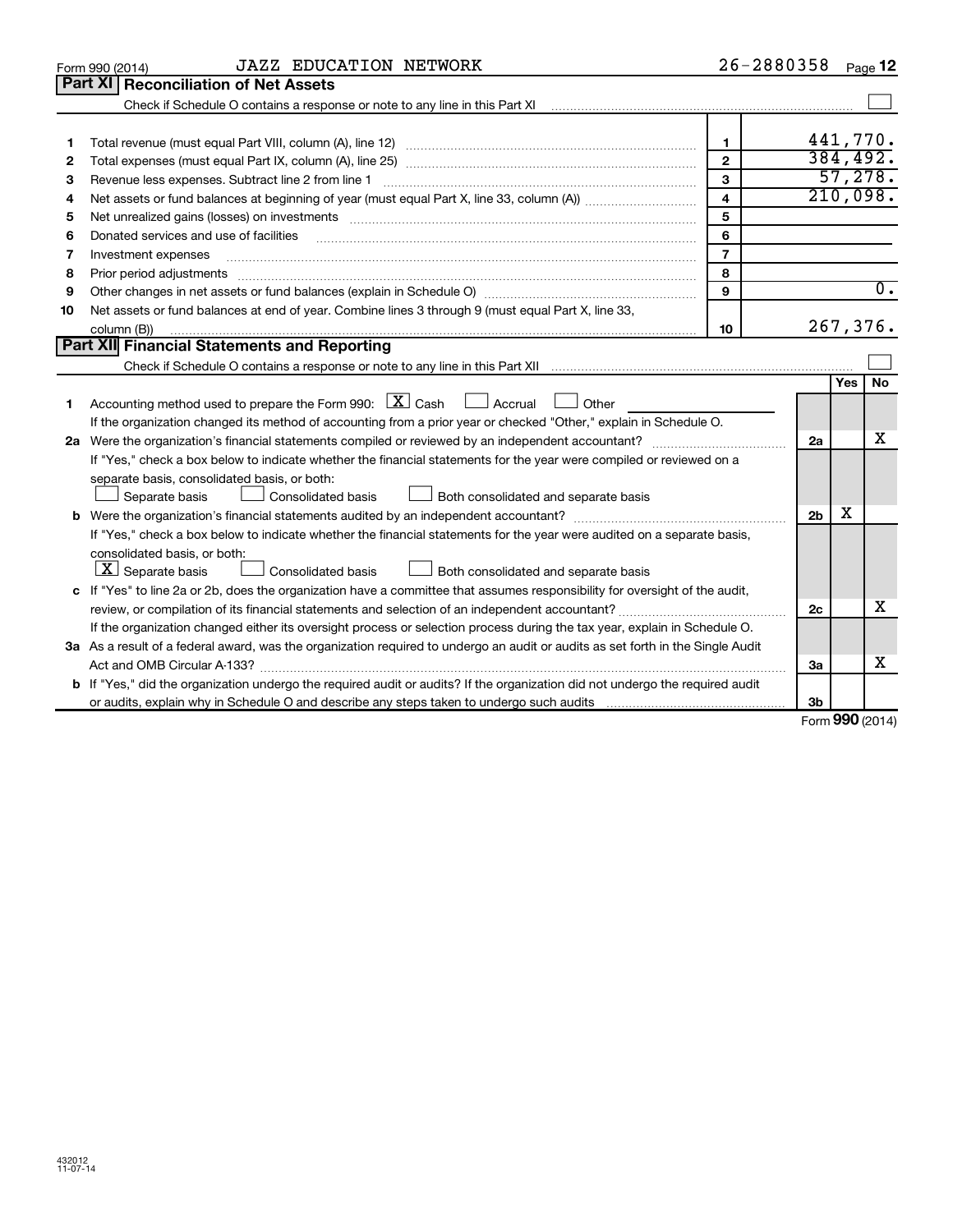Form 990 (2014) JAZZ EDUCATION NETWORK 26-2880358

## Part XI Reconciliation of Net Assets

Check if Schedule O contains a response or note to any line in this Part XI ☐

| | | | |
|---|---|---|---|
| 1 | Total revenue (must equal Part VIII, column (A), line 12) | 1 | 441,770. |
| 2 | Total expenses (must equal Part IX, column (A), line 25) | 2 | 384,492. |
| 3 | Revenue less expenses. Subtract line 2 from line 1 | 3 | 57,278. |
| 4 | Net assets or fund balances at beginning of year (must equal Part X, line 33, column (A)) | 4 | 210,098. |
| 5 | Net unrealized gains (losses) on investments | 5 | |
| 6 | Donated services and use of facilities | 6 | |
| 7 | Investment expenses | 7 | |
| 8 | Prior period adjustments | 8 | |
| 9 | Other changes in net assets or fund balances (explain in Schedule O) | 9 | 0. |
| 10 | Net assets or fund balances at end of year. Combine lines 3 through 9 (must equal Part X, line 33, column (B)) | 10 | 267,376. |

## Part XII Financial Statements and Reporting

Check if Schedule O contains a response or note to any line in this Part XII ☐

| | | | Yes | No |
|---|---|---|---|---|
| 1 | Accounting method used to prepare the Form 990: ☒ Cash ☐ Accrual ☐ Other<br>If the organization changed its method of accounting from a prior year or checked "Other," explain in Schedule O. | | | |
| 2a | Were the organization's financial statements compiled or reviewed by an independent accountant? | 2a | | X |
| | If "Yes," check a box below to indicate whether the financial statements for the year were compiled or reviewed on a separate basis, consolidated basis, or both:<br>☐ Separate basis ☐ Consolidated basis ☐ Both consolidated and separate basis | | | |
| b | Were the organization's financial statements audited by an independent accountant? | 2b | X | |
| | If "Yes," check a box below to indicate whether the financial statements for the year were audited on a separate basis, consolidated basis, or both:<br>☒ Separate basis ☐ Consolidated basis ☐ Both consolidated and separate basis | | | |
| c | If "Yes" to line 2a or 2b, does the organization have a committee that assumes responsibility for oversight of the audit, review, or compilation of its financial statements and selection of an independent accountant? | 2c | | X |
| | If the organization changed either its oversight process or selection process during the tax year, explain in Schedule O. | | | |
| 3a | As a result of a federal award, was the organization required to undergo an audit or audits as set forth in the Single Audit Act and OMB Circular A-133? | 3a | | X |
| b | If "Yes," did the organization undergo the required audit or audits? If the organization did not undergo the required audit or audits, explain why in Schedule O and describe any steps taken to undergo such audits | 3b | | |

Form **990** (2014)

432012
11-07-14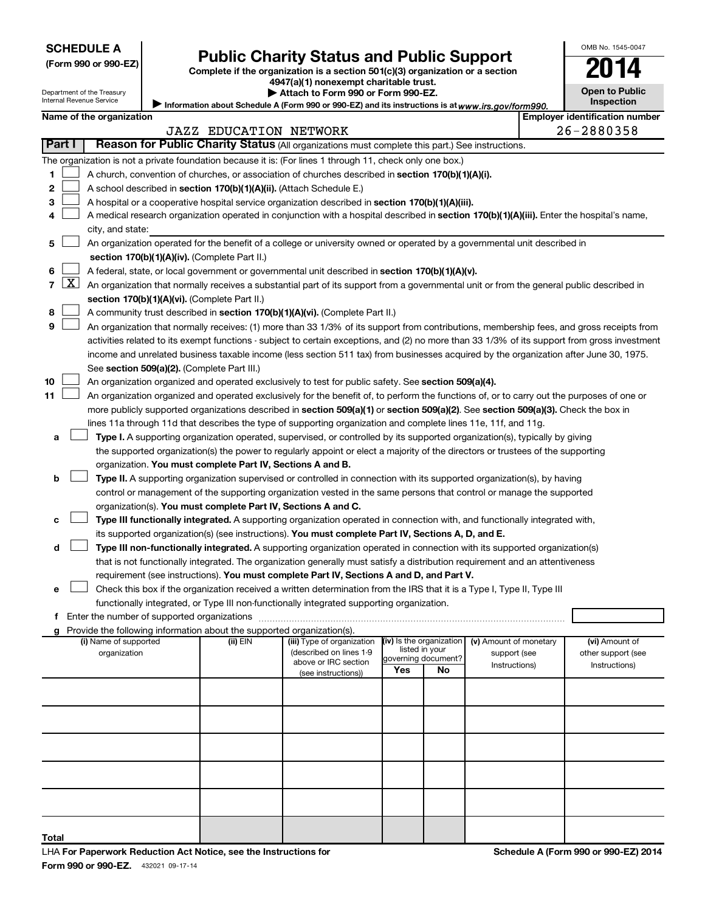**SCHEDULE A**
**(Form 990 or 990-EZ)**

Department of the Treasury
Internal Revenue Service

# Public Charity Status and Public Support

**Complete if the organization is a section 501(c)(3) organization or a section 4947(a)(1) nonexempt charitable trust.**
**▶ Attach to Form 990 or Form 990-EZ.**
▶ Information about Schedule A (Form 990 or 990-EZ) and its instructions is at *www.irs.gov/form990.*

OMB No. 1545-0047

**2014**

**Open to Public Inspection**

**Name of the organization:** JAZZ EDUCATION NETWORK

**Employer identification number:** 26-2880358

## Part I — Reason for Public Charity Status (All organizations must complete this part.) See instructions.

The organization is not a private foundation because it is: (For lines 1 through 11, check only one box.)

1. [ ] A church, convention of churches, or association of churches described in **section 170(b)(1)(A)(i).**
2. [ ] A school described in **section 170(b)(1)(A)(ii).** (Attach Schedule E.)
3. [ ] A hospital or a cooperative hospital service organization described in **section 170(b)(1)(A)(iii).**
4. [ ] A medical research organization operated in conjunction with a hospital described in **section 170(b)(1)(A)(iii).** Enter the hospital's name, city, and state:
5. [ ] An organization operated for the benefit of a college or university owned or operated by a governmental unit described in **section 170(b)(1)(A)(iv).** (Complete Part II.)
6. [ ] A federal, state, or local government or governmental unit described in **section 170(b)(1)(A)(v).**
7. [X] An organization that normally receives a substantial part of its support from a governmental unit or from the general public described in **section 170(b)(1)(A)(vi).** (Complete Part II.)
8. [ ] A community trust described in **section 170(b)(1)(A)(vi).** (Complete Part II.)
9. [ ] An organization that normally receives: (1) more than 33 1/3% of its support from contributions, membership fees, and gross receipts from activities related to its exempt functions - subject to certain exceptions, and (2) no more than 33 1/3% of its support from gross investment income and unrelated business taxable income (less section 511 tax) from businesses acquired by the organization after June 30, 1975. See **section 509(a)(2).** (Complete Part III.)
10. [ ] An organization organized and operated exclusively to test for public safety. See **section 509(a)(4).**
11. [ ] An organization organized and operated exclusively for the benefit of, to perform the functions of, or to carry out the purposes of one or more publicly supported organizations described in **section 509(a)(1)** or **section 509(a)(2).** See **section 509(a)(3).** Check the box in lines 11a through 11d that describes the type of supporting organization and complete lines 11e, 11f, and 11g.
   - a [ ] **Type I.** A supporting organization operated, supervised, or controlled by its supported organization(s), typically by giving the supported organization(s) the power to regularly appoint or elect a majority of the directors or trustees of the supporting organization. **You must complete Part IV, Sections A and B.**
   - b [ ] **Type II.** A supporting organization supervised or controlled in connection with its supported organization(s), by having control or management of the supporting organization vested in the same persons that control or manage the supported organization(s). **You must complete Part IV, Sections A and C.**
   - c [ ] **Type III functionally integrated.** A supporting organization operated in connection with, and functionally integrated with, its supported organization(s) (see instructions). **You must complete Part IV, Sections A, D, and E.**
   - d [ ] **Type III non-functionally integrated.** A supporting organization operated in connection with its supported organization(s) that is not functionally integrated. The organization generally must satisfy a distribution requirement and an attentiveness requirement (see instructions). **You must complete Part IV, Sections A and D, and Part V.**
   - e [ ] Check this box if the organization received a written determination from the IRS that it is a Type I, Type II, Type III functionally integrated, or Type III non-functionally integrated supporting organization.
   - f Enter the number of supported organizations
   - g Provide the following information about the supported organization(s).

| (i) Name of supported organization | (ii) EIN | (iii) Type of organization (described on lines 1-9 above or IRC section (see instructions)) | (iv) Is the organization listed in your governing document? Yes | No | (v) Amount of monetary support (see Instructions) | (vi) Amount of other support (see Instructions) |
|---|---|---|---|---|---|---|
| | | | | | | |
| | | | | | | |
| | | | | | | |
| | | | | | | |
| | | | | | | |
| **Total** | | | | | | |

LHA **For Paperwork Reduction Act Notice, see the Instructions for Form 990 or 990-EZ.** 432021 09-17-14

**Schedule A (Form 990 or 990-EZ) 2014**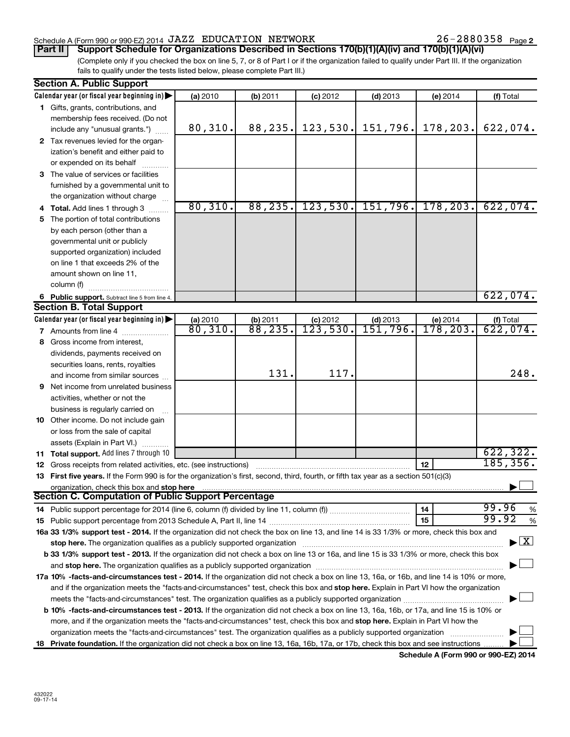Schedule A (Form 990 or 990-EZ) 2014 JAZZ EDUCATION NETWORK 26-2880358 Page 2

**Part II** **Support Schedule for Organizations Described in Sections 170(b)(1)(A)(iv) and 170(b)(1)(A)(vi)**

(Complete only if you checked the box on line 5, 7, or 8 of Part I or if the organization failed to qualify under Part III. If the organization fails to qualify under the tests listed below, please complete Part III.)

**Section A. Public Support**

| Calendar year (or fiscal year beginning in) ▶ | (a) 2010 | (b) 2011 | (c) 2012 | (d) 2013 | (e) 2014 | (f) Total |
|---|---|---|---|---|---|---|
| 1 Gifts, grants, contributions, and membership fees received. (Do not include any "unusual grants.") | 80,310. | 88,235. | 123,530. | 151,796. | 178,203. | 622,074. |
| 2 Tax revenues levied for the organization's benefit and either paid to or expended on its behalf | | | | | | |
| 3 The value of services or facilities furnished by a governmental unit to the organization without charge | | | | | | |
| 4 **Total.** Add lines 1 through 3 | 80,310. | 88,235. | 123,530. | 151,796. | 178,203. | 622,074. |
| 5 The portion of total contributions by each person (other than a governmental unit or publicly supported organization) included on line 1 that exceeds 2% of the amount shown on line 11, column (f) | | | | | | |
| 6 **Public support.** Subtract line 5 from line 4. | | | | | | 622,074. |

**Section B. Total Support**

| Calendar year (or fiscal year beginning in) ▶ | (a) 2010 | (b) 2011 | (c) 2012 | (d) 2013 | (e) 2014 | (f) Total |
|---|---|---|---|---|---|---|
| 7 Amounts from line 4 | 80,310. | 88,235. | 123,530. | 151,796. | 178,203. | 622,074. |
| 8 Gross income from interest, dividends, payments received on securities loans, rents, royalties and income from similar sources | | 131. | 117. | | | 248. |
| 9 Net income from unrelated business activities, whether or not the business is regularly carried on | | | | | | |
| 10 Other income. Do not include gain or loss from the sale of capital assets (Explain in Part VI.) | | | | | | |
| 11 **Total support.** Add lines 7 through 10 | | | | | | 622,322. |

12 Gross receipts from related activities, etc. (see instructions) **12** 185,356.

13 **First five years.** If the Form 990 is for the organization's first, second, third, fourth, or fifth tax year as a section 501(c)(3) organization, check this box and **stop here** ☐

**Section C. Computation of Public Support Percentage**

14 Public support percentage for 2014 (line 6, column (f) divided by line 11, column (f)) **14** 99.96 %

15 Public support percentage from 2013 Schedule A, Part II, line 14 **15** 99.92 %

16a **33 1/3% support test - 2014.** If the organization did not check the box on line 13, and line 14 is 33 1/3% or more, check this box and **stop here.** The organization qualifies as a publicly supported organization ☒

b **33 1/3% support test - 2013.** If the organization did not check a box on line 13 or 16a, and line 15 is 33 1/3% or more, check this box and **stop here.** The organization qualifies as a publicly supported organization ☐

17a **10% -facts-and-circumstances test - 2014.** If the organization did not check a box on line 13, 16a, or 16b, and line 14 is 10% or more, and if the organization meets the "facts-and-circumstances" test, check this box and **stop here.** Explain in Part VI how the organization meets the "facts-and-circumstances" test. The organization qualifies as a publicly supported organization ☐

b **10% -facts-and-circumstances test - 2013.** If the organization did not check a box on line 13, 16a, 16b, or 17a, and line 15 is 10% or more, and if the organization meets the "facts-and-circumstances" test, check this box and **stop here.** Explain in Part VI how the organization meets the "facts-and-circumstances" test. The organization qualifies as a publicly supported organization ☐

18 **Private foundation.** If the organization did not check a box on line 13, 16a, 16b, 17a, or 17b, check this box and see instructions ☐

**Schedule A (Form 990 or 990-EZ) 2014**

432022 09-17-14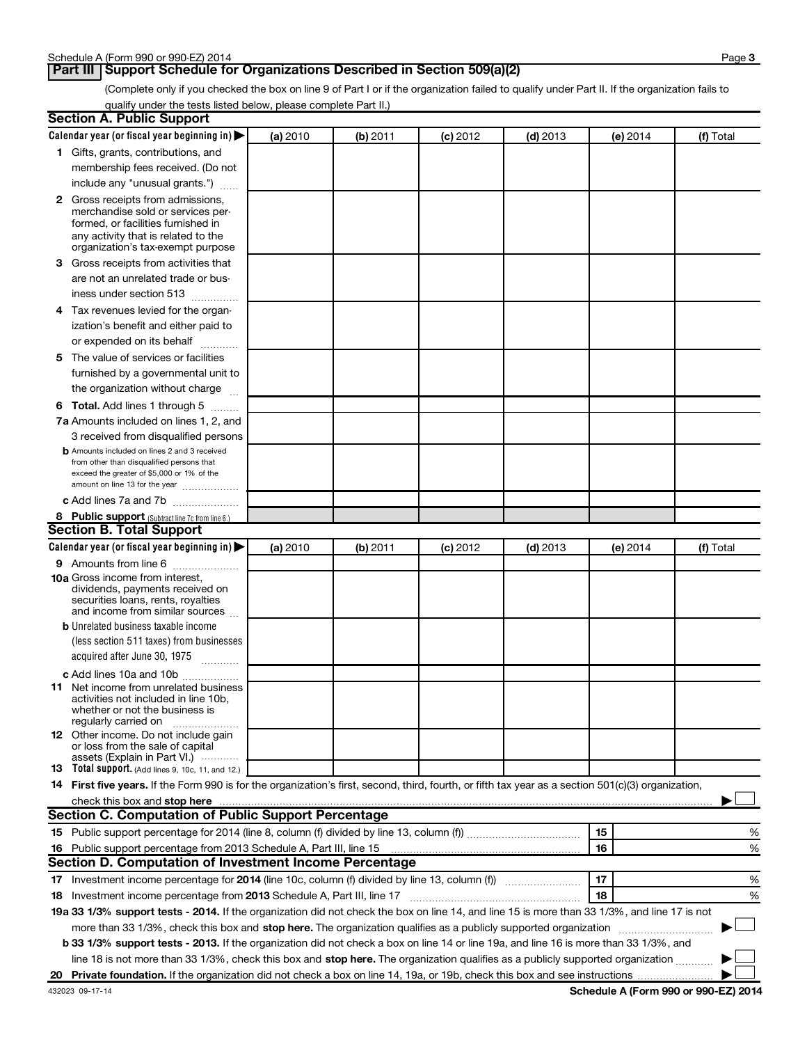## Part III Support Schedule for Organizations Described in Section 509(a)(2)

(Complete only if you checked the box on line 9 of Part I or if the organization failed to qualify under Part II. If the organization fails to qualify under the tests listed below, please complete Part II.)

### Section A. Public Support

| Calendar year (or fiscal year beginning in) ▶ | (a) 2010 | (b) 2011 | (c) 2012 | (d) 2013 | (e) 2014 | (f) Total |
|---|---|---|---|---|---|---|
| **1** Gifts, grants, contributions, and membership fees received. (Do not include any "unusual grants.") | | | | | | |
| **2** Gross receipts from admissions, merchandise sold or services performed, or facilities furnished in any activity that is related to the organization's tax-exempt purpose | | | | | | |
| **3** Gross receipts from activities that are not an unrelated trade or business under section 513 | | | | | | |
| **4** Tax revenues levied for the organization's benefit and either paid to or expended on its behalf | | | | | | |
| **5** The value of services or facilities furnished by a governmental unit to the organization without charge | | | | | | |
| **6 Total.** Add lines 1 through 5 | | | | | | |
| **7a** Amounts included on lines 1, 2, and 3 received from disqualified persons | | | | | | |
| **b** Amounts included on lines 2 and 3 received from other than disqualified persons that exceed the greater of $5,000 or 1% of the amount on line 13 for the year | | | | | | |
| **c** Add lines 7a and 7b | | | | | | |
| **8 Public support** (Subtract line 7c from line 6.) | | | | | | |

### Section B. Total Support

| Calendar year (or fiscal year beginning in) ▶ | (a) 2010 | (b) 2011 | (c) 2012 | (d) 2013 | (e) 2014 | (f) Total |
|---|---|---|---|---|---|---|
| **9** Amounts from line 6 | | | | | | |
| **10a** Gross income from interest, dividends, payments received on securities loans, rents, royalties and income from similar sources | | | | | | |
| **b** Unrelated business taxable income (less section 511 taxes) from businesses acquired after June 30, 1975 | | | | | | |
| **c** Add lines 10a and 10b | | | | | | |
| **11** Net income from unrelated business activities not included in line 10b, whether or not the business is regularly carried on | | | | | | |
| **12** Other income. Do not include gain or loss from the sale of capital assets (Explain in Part VI.) | | | | | | |
| **13 Total support.** (Add lines 9, 10c, 11, and 12.) | | | | | | |

**14 First five years.** If the Form 990 is for the organization's first, second, third, fourth, or fifth tax year as a section 501(c)(3) organization, check this box and **stop here** ▶ ☐

### Section C. Computation of Public Support Percentage

| | | | |
|---|---|---|---|
| **15** | Public support percentage for 2014 (line 8, column (f) divided by line 13, column (f)) | 15 | % |
| **16** | Public support percentage from 2013 Schedule A, Part III, line 15 | 16 | % |

### Section D. Computation of Investment Income Percentage

| | | | |
|---|---|---|---|
| **17** | Investment income percentage for **2014** (line 10c, column (f) divided by line 13, column (f)) | 17 | % |
| **18** | Investment income percentage from **2013** Schedule A, Part III, line 17 | 18 | % |

**19a 33 1/3% support tests - 2014.** If the organization did not check the box on line 14, and line 15 is more than 33 1/3%, and line 17 is not more than 33 1/3%, check this box and **stop here.** The organization qualifies as a publicly supported organization ▶ ☐

**b 33 1/3% support tests - 2013.** If the organization did not check a box on line 14 or line 19a, and line 16 is more than 33 1/3%, and line 18 is not more than 33 1/3%, check this box and **stop here.** The organization qualifies as a publicly supported organization ▶ ☐

**20 Private foundation.** If the organization did not check a box on line 14, 19a, or 19b, check this box and see instructions ▶ ☐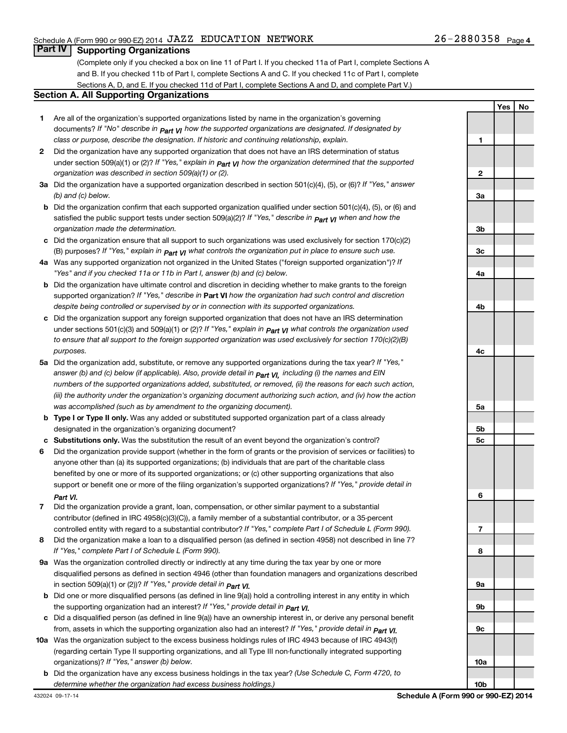Schedule A (Form 990 or 990-EZ) 2014 JAZZ EDUCATION NETWORK 26-2880358 Page 4

## Part IV Supporting Organizations

(Complete only if you checked a box on line 11 of Part I. If you checked 11a of Part I, complete Sections A and B. If you checked 11b of Part I, complete Sections A and C. If you checked 11c of Part I, complete Sections A, D, and E. If you checked 11d of Part I, complete Sections A and D, and complete Part V.)

### Section A. All Supporting Organizations

| | | Line | Yes | No |
|---|---|---|---|---|
| **1** | Are all of the organization's supported organizations listed by name in the organization's governing documents? *If "No" describe in Part VI how the supported organizations are designated. If designated by class or purpose, describe the designation. If historic and continuing relationship, explain.* | 1 | | |
| **2** | Did the organization have any supported organization that does not have an IRS determination of status under section 509(a)(1) or (2)? *If "Yes," explain in Part VI how the organization determined that the supported organization was described in section 509(a)(1) or (2).* | 2 | | |
| **3a** | Did the organization have a supported organization described in section 501(c)(4), (5), or (6)? *If "Yes," answer (b) and (c) below.* | 3a | | |
| **b** | Did the organization confirm that each supported organization qualified under section 501(c)(4), (5), or (6) and satisfied the public support tests under section 509(a)(2)? *If "Yes," describe in Part VI when and how the organization made the determination.* | 3b | | |
| **c** | Did the organization ensure that all support to such organizations was used exclusively for section 170(c)(2)(B) purposes? *If "Yes," explain in Part VI what controls the organization put in place to ensure such use.* | 3c | | |
| **4a** | Was any supported organization not organized in the United States ("foreign supported organization")? *If "Yes" and if you checked 11a or 11b in Part I, answer (b) and (c) below.* | 4a | | |
| **b** | Did the organization have ultimate control and discretion in deciding whether to make grants to the foreign supported organization? *If "Yes," describe in* **Part VI** *how the organization had such control and discretion despite being controlled or supervised by or in connection with its supported organizations.* | 4b | | |
| **c** | Did the organization support any foreign supported organization that does not have an IRS determination under sections 501(c)(3) and 509(a)(1) or (2)? *If "Yes," explain in Part VI what controls the organization used to ensure that all support to the foreign supported organization was used exclusively for section 170(c)(2)(B) purposes.* | 4c | | |
| **5a** | Did the organization add, substitute, or remove any supported organizations during the tax year? *If "Yes," answer (b) and (c) below (if applicable). Also, provide detail in Part VI, including (i) the names and EIN numbers of the supported organizations added, substituted, or removed, (ii) the reasons for each such action, (iii) the authority under the organization's organizing document authorizing such action, and (iv) how the action was accomplished (such as by amendment to the organizing document).* | 5a | | |
| **b** | **Type I or Type II only.** Was any added or substituted supported organization part of a class already designated in the organization's organizing document? | 5b | | |
| **c** | **Substitutions only.** Was the substitution the result of an event beyond the organization's control? | 5c | | |
| **6** | Did the organization provide support (whether in the form of grants or the provision of services or facilities) to anyone other than (a) its supported organizations; (b) individuals that are part of the charitable class benefited by one or more of its supported organizations; or (c) other supporting organizations that also support or benefit one or more of the filing organization's supported organizations? *If "Yes," provide detail in Part VI.* | 6 | | |
| **7** | Did the organization provide a grant, loan, compensation, or other similar payment to a substantial contributor (defined in IRC 4958(c)(3)(C)), a family member of a substantial contributor, or a 35-percent controlled entity with regard to a substantial contributor? *If "Yes," complete Part I of Schedule L (Form 990).* | 7 | | |
| **8** | Did the organization make a loan to a disqualified person (as defined in section 4958) not described in line 7? *If "Yes," complete Part I of Schedule L (Form 990).* | 8 | | |
| **9a** | Was the organization controlled directly or indirectly at any time during the tax year by one or more disqualified persons as defined in section 4946 (other than foundation managers and organizations described in section 509(a)(1) or (2))? *If "Yes," provide detail in Part VI.* | 9a | | |
| **b** | Did one or more disqualified persons (as defined in line 9(a)) hold a controlling interest in any entity in which the supporting organization had an interest? *If "Yes," provide detail in Part VI.* | 9b | | |
| **c** | Did a disqualified person (as defined in line 9(a)) have an ownership interest in, or derive any personal benefit from, assets in which the supporting organization also had an interest? *If "Yes," provide detail in Part VI.* | 9c | | |
| **10a** | Was the organization subject to the excess business holdings rules of IRC 4943 because of IRC 4943(f) (regarding certain Type II supporting organizations, and all Type III non-functionally integrated supporting organizations)? *If "Yes," answer (b) below.* | 10a | | |
| **b** | Did the organization have any excess business holdings in the tax year? *(Use Schedule C, Form 4720, to determine whether the organization had excess business holdings.)* | 10b | | |

432024 09-17-14 **Schedule A (Form 990 or 990-EZ) 2014**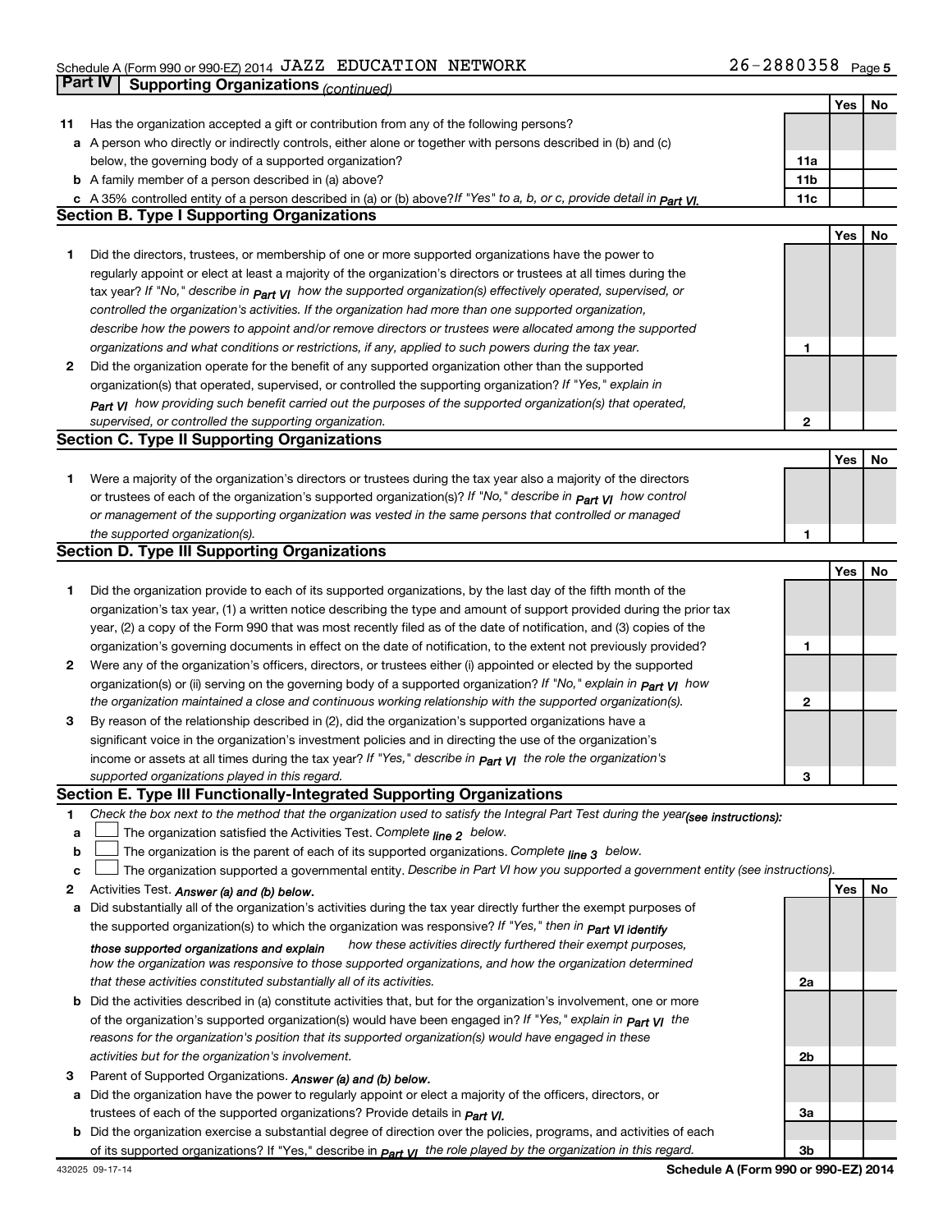Schedule A (Form 990 or 990-EZ) 2014 JAZZ EDUCATION NETWORK 26-2880358 Page 5

## Part IV Supporting Organizations *(continued)*

| | | | Yes | No |
|---|---|---|---|---|
| **11** | Has the organization accepted a gift or contribution from any of the following persons? | | | |
| **a** | A person who directly or indirectly controls, either alone or together with persons described in (b) and (c) below, the governing body of a supported organization? | 11a | | |
| **b** | A family member of a person described in (a) above? | 11b | | |
| **c** | A 35% controlled entity of a person described in (a) or (b) above? *If "Yes" to a, b, or c, provide detail in Part VI.* | 11c | | |

### Section B. Type I Supporting Organizations

| | | | Yes | No |
|---|---|---|---|---|
| **1** | Did the directors, trustees, or membership of one or more supported organizations have the power to regularly appoint or elect at least a majority of the organization's directors or trustees at all times during the tax year? *If "No," describe in Part VI how the supported organization(s) effectively operated, supervised, or controlled the organization's activities. If the organization had more than one supported organization, describe how the powers to appoint and/or remove directors or trustees were allocated among the supported organizations and what conditions or restrictions, if any, applied to such powers during the tax year.* | 1 | | |
| **2** | Did the organization operate for the benefit of any supported organization other than the supported organization(s) that operated, supervised, or controlled the supporting organization? *If "Yes," explain in Part VI how providing such benefit carried out the purposes of the supported organization(s) that operated, supervised, or controlled the supporting organization.* | 2 | | |

### Section C. Type II Supporting Organizations

| | | | Yes | No |
|---|---|---|---|---|
| **1** | Were a majority of the organization's directors or trustees during the tax year also a majority of the directors or trustees of each of the organization's supported organization(s)? *If "No," describe in Part VI how control or management of the supporting organization was vested in the same persons that controlled or managed the supported organization(s).* | 1 | | |

### Section D. Type III Supporting Organizations

| | | | Yes | No |
|---|---|---|---|---|
| **1** | Did the organization provide to each of its supported organizations, by the last day of the fifth month of the organization's tax year, (1) a written notice describing the type and amount of support provided during the prior tax year, (2) a copy of the Form 990 that was most recently filed as of the date of notification, and (3) copies of the organization's governing documents in effect on the date of notification, to the extent not previously provided? | 1 | | |
| **2** | Were any of the organization's officers, directors, or trustees either (i) appointed or elected by the supported organization(s) or (ii) serving on the governing body of a supported organization? *If "No," explain in Part VI how the organization maintained a close and continuous working relationship with the supported organization(s).* | 2 | | |
| **3** | By reason of the relationship described in (2), did the organization's supported organizations have a significant voice in the organization's investment policies and in directing the use of the organization's income or assets at all times during the tax year? *If "Yes," describe in Part VI the role the organization's supported organizations played in this regard.* | 3 | | |

### Section E. Type III Functionally-Integrated Supporting Organizations

**1** *Check the box next to the method that the organization used to satisfy the Integral Part Test during the year (see instructions):*

- **a** ☐ The organization satisfied the Activities Test. *Complete line 2 below.*
- **b** ☐ The organization is the parent of each of its supported organizations. *Complete line 3 below.*
- **c** ☐ The organization supported a governmental entity. *Describe in Part VI how you supported a government entity (see instructions).*

| | | | Yes | No |
|---|---|---|---|---|
| **2** | Activities Test. *Answer (a) and (b) below.* | | | |
| **a** | Did substantially all of the organization's activities during the tax year directly further the exempt purposes of the supported organization(s) to which the organization was responsive? *If "Yes," then in Part VI identify those supported organizations and explain how these activities directly furthered their exempt purposes, how the organization was responsive to those supported organizations, and how the organization determined that these activities constituted substantially all of its activities.* | 2a | | |
| **b** | Did the activities described in (a) constitute activities that, but for the organization's involvement, one or more of the organization's supported organization(s) would have been engaged in? *If "Yes," explain in Part VI the reasons for the organization's position that its supported organization(s) would have engaged in these activities but for the organization's involvement.* | 2b | | |
| **3** | Parent of Supported Organizations. *Answer (a) and (b) below.* | | | |
| **a** | Did the organization have the power to regularly appoint or elect a majority of the officers, directors, or trustees of each of the supported organizations? *Provide details in Part VI.* | 3a | | |
| **b** | Did the organization exercise a substantial degree of direction over the policies, programs, and activities of each of its supported organizations? *If "Yes," describe in Part VI the role played by the organization in this regard.* | 3b | | |

432025 09-17-14 **Schedule A (Form 990 or 990-EZ) 2014**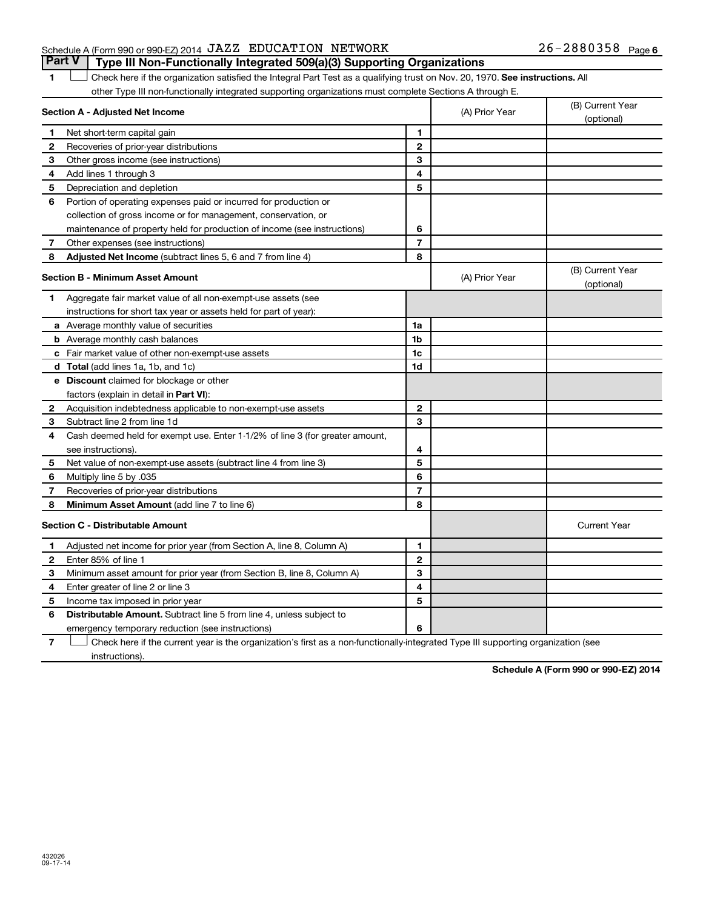Schedule A (Form 990 or 990-EZ) 2014 JAZZ EDUCATION NETWORK 26-2880358 Page 6

## Part V Type III Non-Functionally Integrated 509(a)(3) Supporting Organizations

**1** ☐ Check here if the organization satisfied the Integral Part Test as a qualifying trust on Nov. 20, 1970. **See instructions.** All other Type III non-functionally integrated supporting organizations must complete Sections A through E.

| **Section A - Adjusted Net Income** | | (A) Prior Year | (B) Current Year (optional) |
|---|---|---|---|
| **1** Net short-term capital gain | 1 | | |
| **2** Recoveries of prior-year distributions | 2 | | |
| **3** Other gross income (see instructions) | 3 | | |
| **4** Add lines 1 through 3 | 4 | | |
| **5** Depreciation and depletion | 5 | | |
| **6** Portion of operating expenses paid or incurred for production or collection of gross income or for management, conservation, or maintenance of property held for production of income (see instructions) | 6 | | |
| **7** Other expenses (see instructions) | 7 | | |
| **8** **Adjusted Net Income** (subtract lines 5, 6 and 7 from line 4) | 8 | | |

| **Section B - Minimum Asset Amount** | | (A) Prior Year | (B) Current Year (optional) |
|---|---|---|---|
| **1** Aggregate fair market value of all non-exempt-use assets (see instructions for short tax year or assets held for part of year): | | | |
| **a** Average monthly value of securities | 1a | | |
| **b** Average monthly cash balances | 1b | | |
| **c** Fair market value of other non-exempt-use assets | 1c | | |
| **d** **Total** (add lines 1a, 1b, and 1c) | 1d | | |
| **e** **Discount** claimed for blockage or other factors (explain in detail in **Part VI**): | | | |
| **2** Acquisition indebtedness applicable to non-exempt-use assets | 2 | | |
| **3** Subtract line 2 from line 1d | 3 | | |
| **4** Cash deemed held for exempt use. Enter 1-1/2% of line 3 (for greater amount, see instructions). | 4 | | |
| **5** Net value of non-exempt-use assets (subtract line 4 from line 3) | 5 | | |
| **6** Multiply line 5 by .035 | 6 | | |
| **7** Recoveries of prior-year distributions | 7 | | |
| **8** **Minimum Asset Amount** (add line 7 to line 6) | 8 | | |

| **Section C - Distributable Amount** | | | Current Year |
|---|---|---|---|
| **1** Adjusted net income for prior year (from Section A, line 8, Column A) | 1 | | |
| **2** Enter 85% of line 1 | 2 | | |
| **3** Minimum asset amount for prior year (from Section B, line 8, Column A) | 3 | | |
| **4** Enter greater of line 2 or line 3 | 4 | | |
| **5** Income tax imposed in prior year | 5 | | |
| **6** **Distributable Amount.** Subtract line 5 from line 4, unless subject to emergency temporary reduction (see instructions) | 6 | | |

**7** ☐ Check here if the current year is the organization's first as a non-functionally-integrated Type III supporting organization (see instructions).

**Schedule A (Form 990 or 990-EZ) 2014**

432026
09-17-14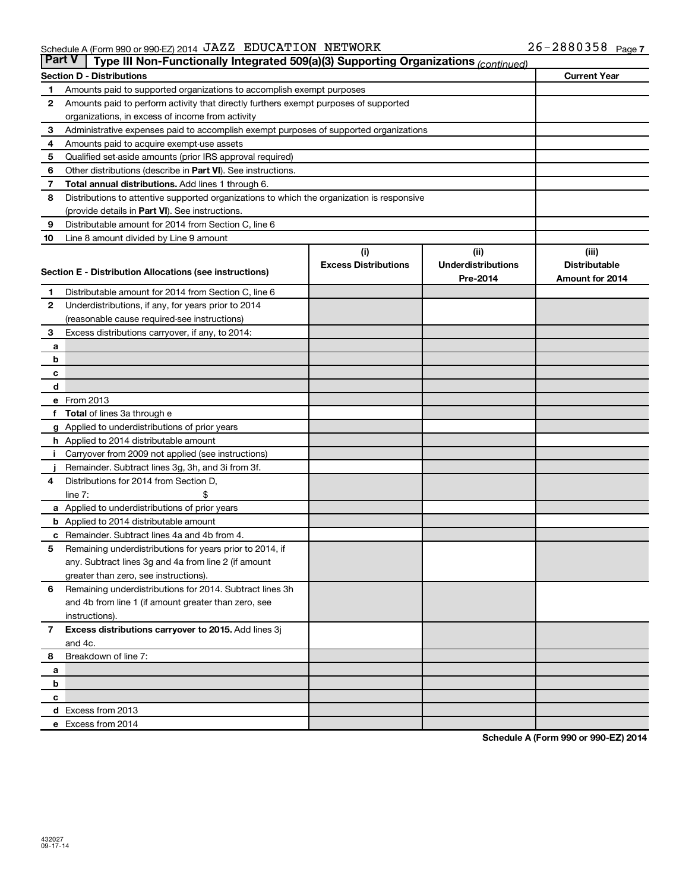Schedule A (Form 990 or 990-EZ) 2014 JAZZ EDUCATION NETWORK 26-2880358 Page 7

## Part V | Type III Non-Functionally Integrated 509(a)(3) Supporting Organizations *(continued)*

| Section D - Distributions | | Current Year |
|---|---|---|
| 1 | Amounts paid to supported organizations to accomplish exempt purposes | |
| 2 | Amounts paid to perform activity that directly furthers exempt purposes of supported organizations, in excess of income from activity | |
| 3 | Administrative expenses paid to accomplish exempt purposes of supported organizations | |
| 4 | Amounts paid to acquire exempt-use assets | |
| 5 | Qualified set-aside amounts (prior IRS approval required) | |
| 6 | Other distributions (describe in **Part VI**). See instructions. | |
| 7 | **Total annual distributions.** Add lines 1 through 6. | |
| 8 | Distributions to attentive supported organizations to which the organization is responsive (provide details in **Part VI**). See instructions. | |
| 9 | Distributable amount for 2014 from Section C, line 6 | |
| 10 | Line 8 amount divided by Line 9 amount | |

| Section E - Distribution Allocations (see instructions) | | (i) Excess Distributions | (ii) Underdistributions Pre-2014 | (iii) Distributable Amount for 2014 |
|---|---|---|---|---|
| 1 | Distributable amount for 2014 from Section C, line 6 | | | |
| 2 | Underdistributions, if any, for years prior to 2014 (reasonable cause required-see instructions) | | | |
| 3 | Excess distributions carryover, if any, to 2014: | | | |
| a | | | | |
| b | | | | |
| c | | | | |
| d | | | | |
| e | From 2013 | | | |
| f | **Total** of lines 3a through e | | | |
| g | Applied to underdistributions of prior years | | | |
| h | Applied to 2014 distributable amount | | | |
| i | Carryover from 2009 not applied (see instructions) | | | |
| j | Remainder. Subtract lines 3g, 3h, and 3i from 3f. | | | |
| 4 | Distributions for 2014 from Section D, line 7: $ | | | |
| a | Applied to underdistributions of prior years | | | |
| b | Applied to 2014 distributable amount | | | |
| c | Remainder. Subtract lines 4a and 4b from 4. | | | |
| 5 | Remaining underdistributions for years prior to 2014, if any. Subtract lines 3g and 4a from line 2 (if amount greater than zero, see instructions). | | | |
| 6 | Remaining underdistributions for 2014. Subtract lines 3h and 4b from line 1 (if amount greater than zero, see instructions). | | | |
| 7 | **Excess distributions carryover to 2015.** Add lines 3j and 4c. | | | |
| 8 | Breakdown of line 7: | | | |
| a | | | | |
| b | | | | |
| c | | | | |
| d | Excess from 2013 | | | |
| e | Excess from 2014 | | | |

**Schedule A (Form 990 or 990-EZ) 2014**

432027
09-17-14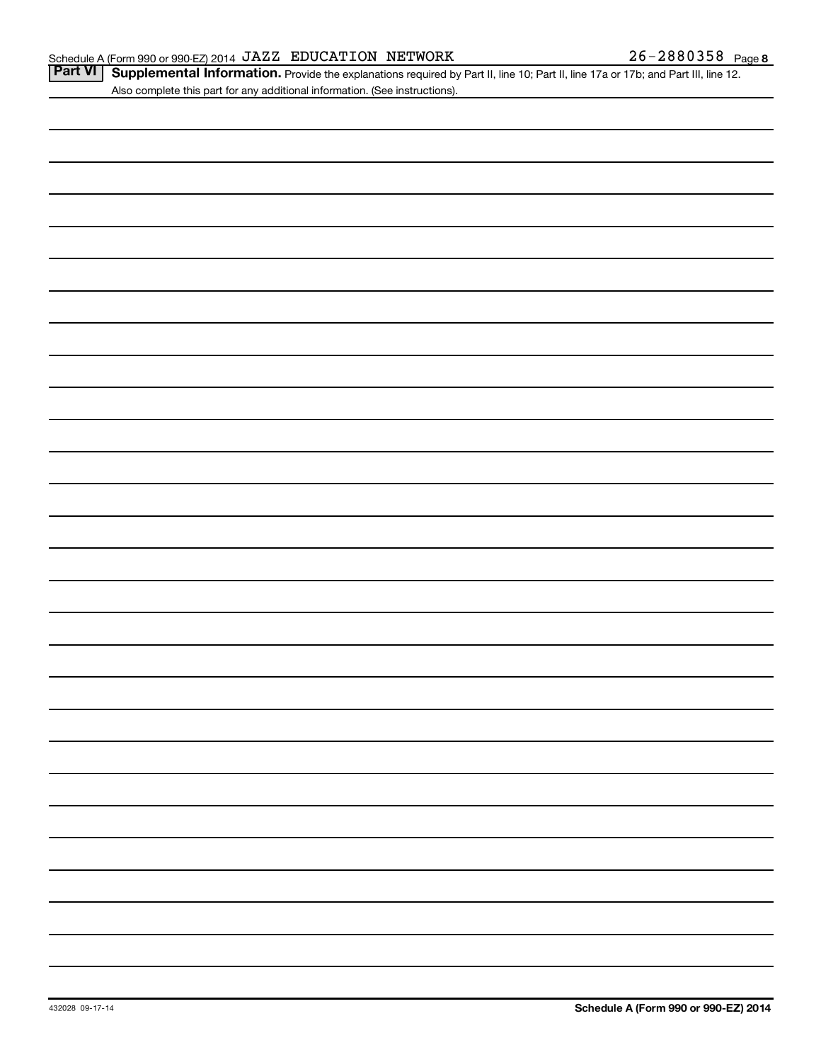Schedule A (Form 990 or 990-EZ) 2014 JAZZ EDUCATION NETWORK 26-2880358 Page 8

**Part VI** **Supplemental Information.** Provide the explanations required by Part II, line 10; Part II, line 17a or 17b; and Part III, line 12. Also complete this part for any additional information. (See instructions).

432028 09-17-14 **Schedule A (Form 990 or 990-EZ) 2014**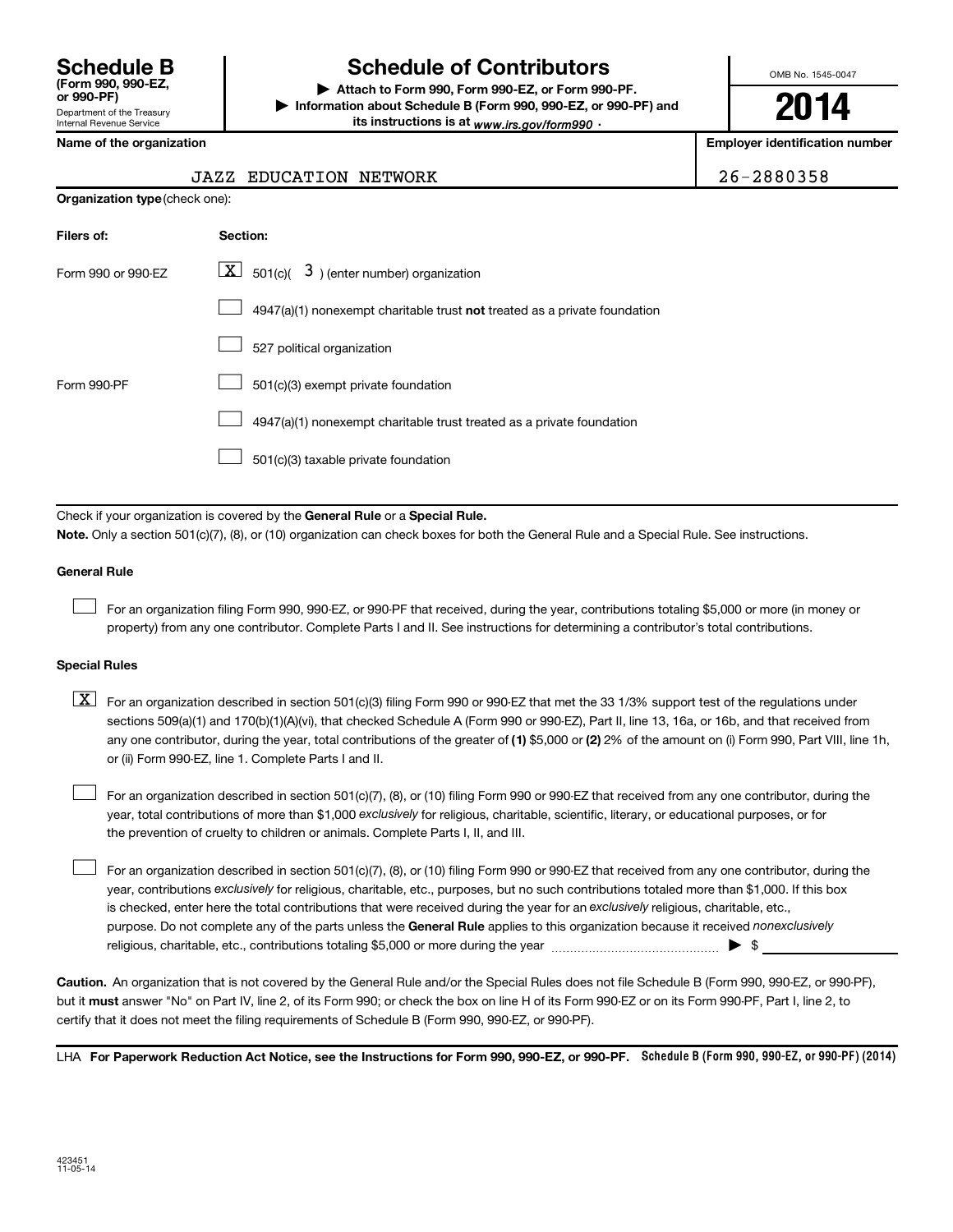**Schedule B**
**(Form 990, 990-EZ, or 990-PF)**
Department of the Treasury
Internal Revenue Service

# Schedule of Contributors

▶ **Attach to Form 990, Form 990-EZ, or Form 990-PF.**
▶ **Information about Schedule B (Form 990, 990-EZ, or 990-PF) and its instructions is at** *www.irs.gov/form990* .

OMB No. 1545-0047

**2014**

| Name of the organization | Employer identification number |
|---|---|
| JAZZ EDUCATION NETWORK | 26-2880358 |

**Organization type** (check one):

| Filers of: | Section: |
|---|---|
| Form 990 or 990-EZ | [X] 501(c)( 3 ) (enter number) organization |
| | [ ] 4947(a)(1) nonexempt charitable trust **not** treated as a private foundation |
| | [ ] 527 political organization |
| Form 990-PF | [ ] 501(c)(3) exempt private foundation |
| | [ ] 4947(a)(1) nonexempt charitable trust treated as a private foundation |
| | [ ] 501(c)(3) taxable private foundation |

Check if your organization is covered by the **General Rule** or a **Special Rule.**

**Note.** Only a section 501(c)(7), (8), or (10) organization can check boxes for both the General Rule and a Special Rule. See instructions.

**General Rule**

[ ] For an organization filing Form 990, 990-EZ, or 990-PF that received, during the year, contributions totaling $5,000 or more (in money or property) from any one contributor. Complete Parts I and II. See instructions for determining a contributor's total contributions.

**Special Rules**

[X] For an organization described in section 501(c)(3) filing Form 990 or 990-EZ that met the 33 1/3% support test of the regulations under sections 509(a)(1) and 170(b)(1)(A)(vi), that checked Schedule A (Form 990 or 990-EZ), Part II, line 13, 16a, or 16b, and that received from any one contributor, during the year, total contributions of the greater of **(1)** $5,000 or **(2)** 2% of the amount on (i) Form 990, Part VIII, line 1h, or (ii) Form 990-EZ, line 1. Complete Parts I and II.

[ ] For an organization described in section 501(c)(7), (8), or (10) filing Form 990 or 990-EZ that received from any one contributor, during the year, total contributions of more than $1,000 *exclusively* for religious, charitable, scientific, literary, or educational purposes, or for the prevention of cruelty to children or animals. Complete Parts I, II, and III.

[ ] For an organization described in section 501(c)(7), (8), or (10) filing Form 990 or 990-EZ that received from any one contributor, during the year, contributions *exclusively* for religious, charitable, etc., purposes, but no such contributions totaled more than $1,000. If this box is checked, enter here the total contributions that were received during the year for an *exclusively* religious, charitable, etc., purpose. Do not complete any of the parts unless the **General Rule** applies to this organization because it received *nonexclusively* religious, charitable, etc., contributions totaling $5,000 or more during the year ........ ▶ $ ________

**Caution.** An organization that is not covered by the General Rule and/or the Special Rules does not file Schedule B (Form 990, 990-EZ, or 990-PF), but it **must** answer "No" on Part IV, line 2, of its Form 990; or check the box on line H of its Form 990-EZ or on its Form 990-PF, Part I, line 2, to certify that it does not meet the filing requirements of Schedule B (Form 990, 990-EZ, or 990-PF).

LHA **For Paperwork Reduction Act Notice, see the Instructions for Form 990, 990-EZ, or 990-PF.** **Schedule B (Form 990, 990-EZ, or 990-PF) (2014)**

423451
11-05-14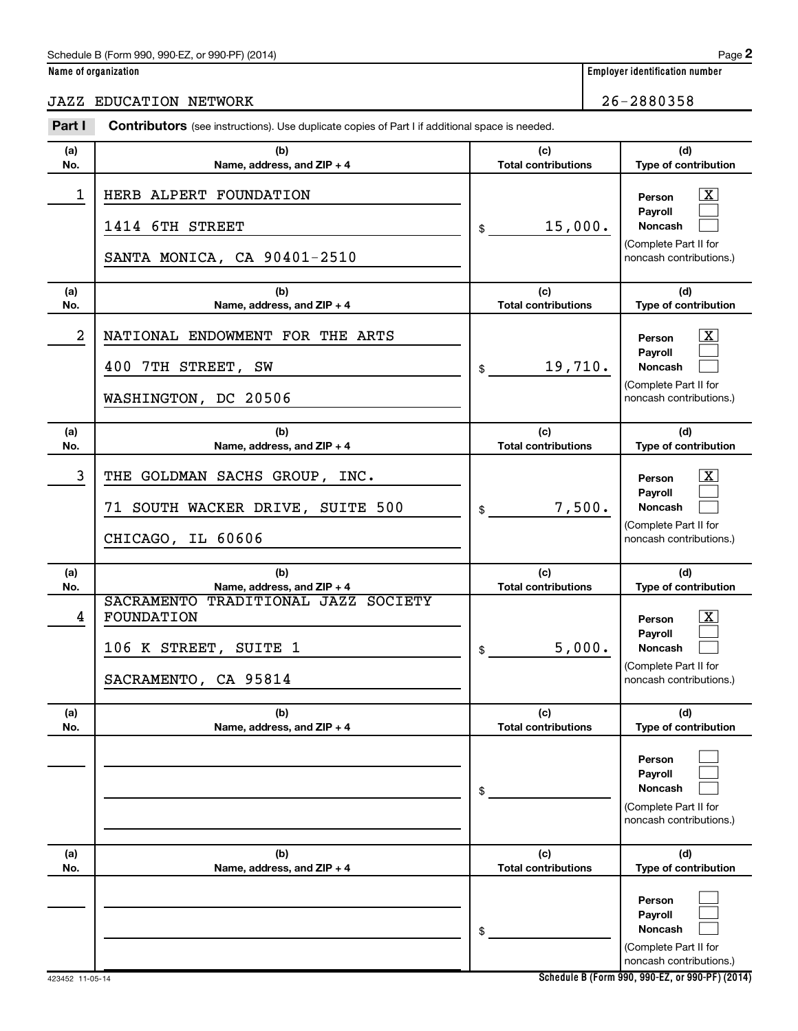Schedule B (Form 990, 990-EZ, or 990-PF) (2014) Page **2**

**Name of organization**

JAZZ EDUCATION NETWORK

**Employer identification number**

26-2880358

**Part I** **Contributors** (see instructions). Use duplicate copies of Part I if additional space is needed.

| (a) No. | (b) Name, address, and ZIP + 4 | (c) Total contributions | (d) Type of contribution |
|---|---|---|---|
| 1 | HERB ALPERT FOUNDATION<br>1414 6TH STREET<br>SANTA MONICA, CA 90401-2510 | $ 15,000. | Person [X]<br>Payroll [ ]<br>Noncash [ ]<br>(Complete Part II for noncash contributions.) |
| 2 | NATIONAL ENDOWMENT FOR THE ARTS<br>400 7TH STREET, SW<br>WASHINGTON, DC 20506 | $ 19,710. | Person [X]<br>Payroll [ ]<br>Noncash [ ]<br>(Complete Part II for noncash contributions.) |
| 3 | THE GOLDMAN SACHS GROUP, INC.<br>71 SOUTH WACKER DRIVE, SUITE 500<br>CHICAGO, IL 60606 | $ 7,500. | Person [X]<br>Payroll [ ]<br>Noncash [ ]<br>(Complete Part II for noncash contributions.) |
| 4 | SACRAMENTO TRADITIONAL JAZZ SOCIETY FOUNDATION<br>106 K STREET, SUITE 1<br>SACRAMENTO, CA 95814 | $ 5,000. | Person [X]<br>Payroll [ ]<br>Noncash [ ]<br>(Complete Part II for noncash contributions.) |
| | | $ | Person [ ]<br>Payroll [ ]<br>Noncash [ ]<br>(Complete Part II for noncash contributions.) |
| | | $ | Person [ ]<br>Payroll [ ]<br>Noncash [ ]<br>(Complete Part II for noncash contributions.) |

423452 11-05-14 **Schedule B (Form 990, 990-EZ, or 990-PF) (2014)**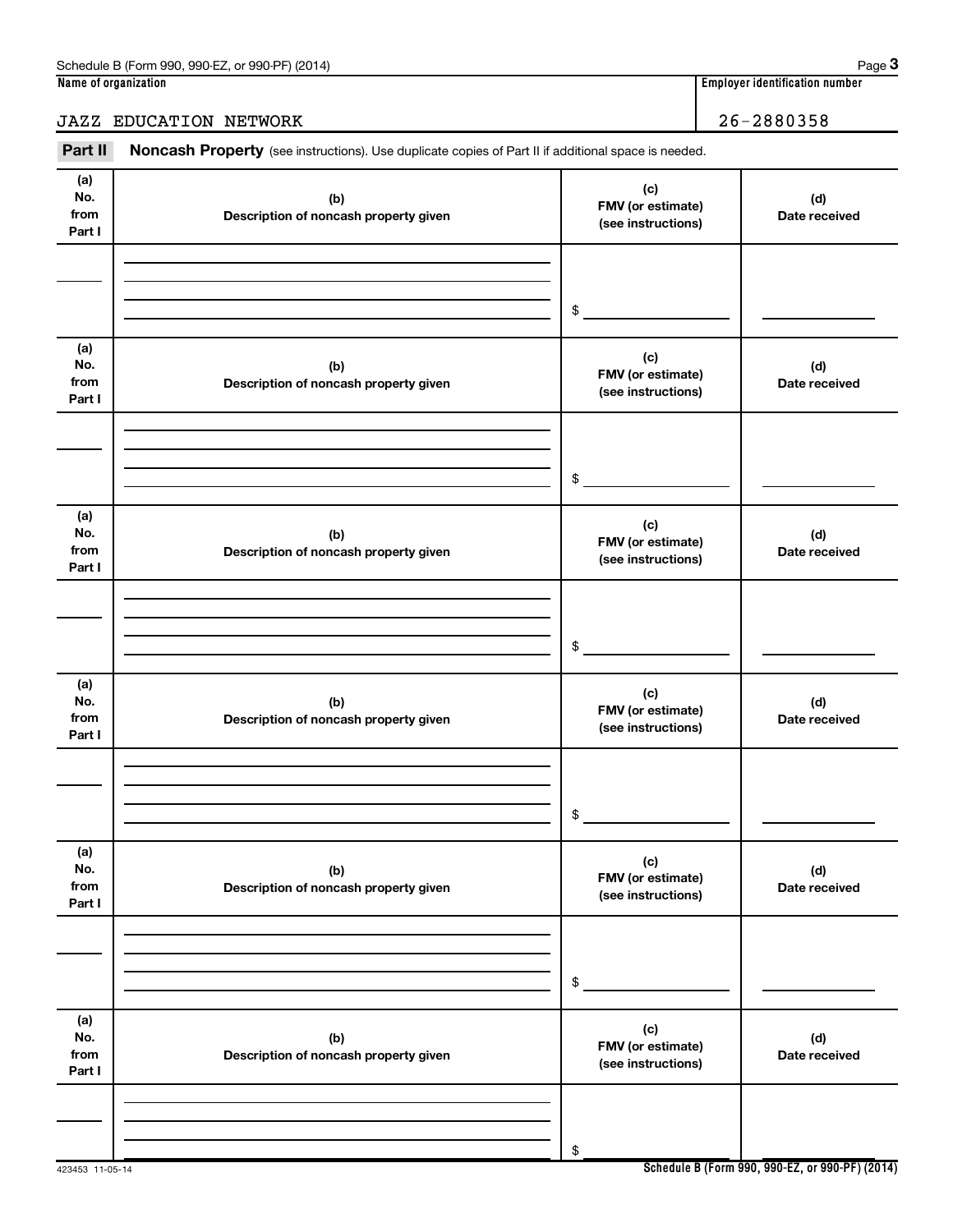Schedule B (Form 990, 990-EZ, or 990-PF) (2014) Page **3**

**Name of organization** | **Employer identification number**

JAZZ EDUCATION NETWORK | 26-2880358

**Part II** **Noncash Property** (see instructions). Use duplicate copies of Part II if additional space is needed.

| (a) No. from Part I | (b) Description of noncash property given | (c) FMV (or estimate) (see instructions) | (d) Date received |
|---|---|---|---|
| | | $ | |

| (a) No. from Part I | (b) Description of noncash property given | (c) FMV (or estimate) (see instructions) | (d) Date received |
|---|---|---|---|
| | | $ | |

| (a) No. from Part I | (b) Description of noncash property given | (c) FMV (or estimate) (see instructions) | (d) Date received |
|---|---|---|---|
| | | $ | |

| (a) No. from Part I | (b) Description of noncash property given | (c) FMV (or estimate) (see instructions) | (d) Date received |
|---|---|---|---|
| | | $ | |

| (a) No. from Part I | (b) Description of noncash property given | (c) FMV (or estimate) (see instructions) | (d) Date received |
|---|---|---|---|
| | | $ | |

| (a) No. from Part I | (b) Description of noncash property given | (c) FMV (or estimate) (see instructions) | (d) Date received |
|---|---|---|---|
| | | $ | |

423453 11-05-14 **Schedule B (Form 990, 990-EZ, or 990-PF) (2014)**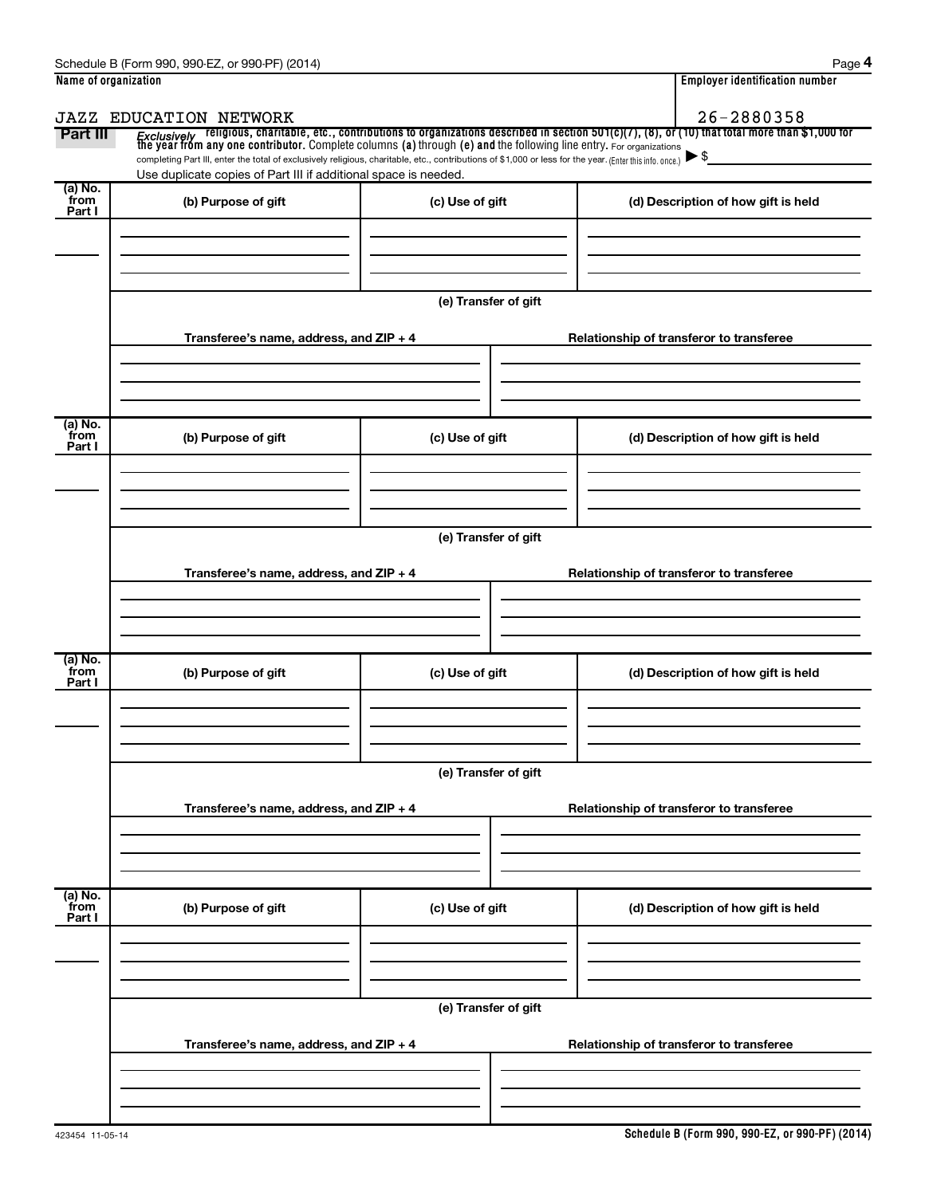Schedule B (Form 990, 990-EZ, or 990-PF) (2014)

| Name of organization | Employer identification number |
| --- | --- |
| JAZZ EDUCATION NETWORK | 26-2880358 |

**Part III** *Exclusively* religious, charitable, etc., contributions to organizations described in section 501(c)(7), (8), or (10) that total more than $1,000 for the year from any one contributor. Complete columns (a) through (e) and the following line entry. For organizations completing Part III, enter the total of exclusively religious, charitable, etc., contributions of $1,000 or less for the year. (Enter this info. once.) ▶ $

Use duplicate copies of Part III if additional space is needed.

| (a) No. from Part I | (b) Purpose of gift | (c) Use of gift | (d) Description of how gift is held |
| --- | --- | --- | --- |
| | | | |

(e) Transfer of gift

| Transferee's name, address, and ZIP + 4 | Relationship of transferor to transferee |
| --- | --- |
| | |

| (a) No. from Part I | (b) Purpose of gift | (c) Use of gift | (d) Description of how gift is held |
| --- | --- | --- | --- |
| | | | |

(e) Transfer of gift

| Transferee's name, address, and ZIP + 4 | Relationship of transferor to transferee |
| --- | --- |
| | |

| (a) No. from Part I | (b) Purpose of gift | (c) Use of gift | (d) Description of how gift is held |
| --- | --- | --- | --- |
| | | | |

(e) Transfer of gift

| Transferee's name, address, and ZIP + 4 | Relationship of transferor to transferee |
| --- | --- |
| | |

| (a) No. from Part I | (b) Purpose of gift | (c) Use of gift | (d) Description of how gift is held |
| --- | --- | --- | --- |
| | | | |

(e) Transfer of gift

| Transferee's name, address, and ZIP + 4 | Relationship of transferor to transferee |
| --- | --- |
| | |

423454 11-05-14 **Schedule B (Form 990, 990-EZ, or 990-PF) (2014)**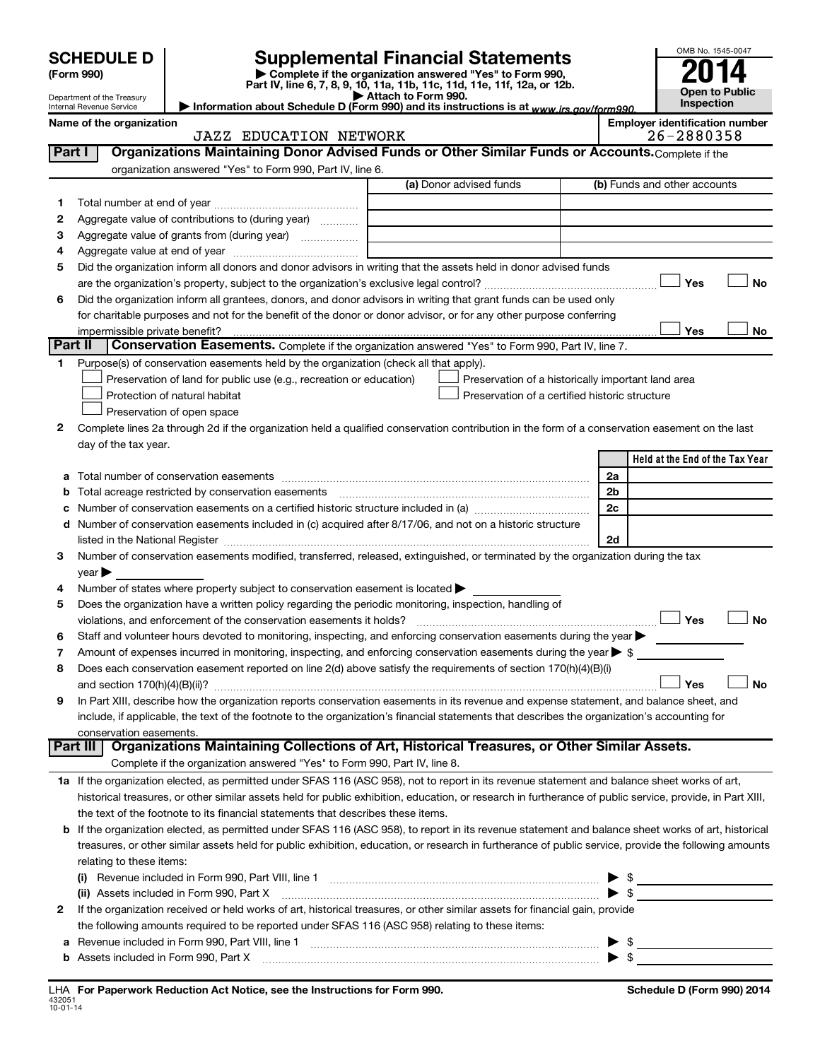# SCHEDULE D (Form 990)

Department of the Treasury
Internal Revenue Service

## Supplemental Financial Statements

▶ Complete if the organization answered "Yes" to Form 990, Part IV, line 6, 7, 8, 9, 10, 11a, 11b, 11c, 11d, 11e, 11f, 12a, or 12b.
▶ Attach to Form 990.
▶ Information about Schedule D (Form 990) and its instructions is at www.irs.gov/form990.

OMB No. 1545-0047

**2014**

**Open to Public Inspection**

**Name of the organization**
JAZZ EDUCATION NETWORK

**Employer identification number**
26-2880358

### Part I Organizations Maintaining Donor Advised Funds or Other Similar Funds or Accounts. Complete if the organization answered "Yes" to Form 990, Part IV, line 6.

| | | (a) Donor advised funds | (b) Funds and other accounts |
|---|---|---|---|
| 1 | Total number at end of year | | |
| 2 | Aggregate value of contributions to (during year) | | |
| 3 | Aggregate value of grants from (during year) | | |
| 4 | Aggregate value at end of year | | |

5 Did the organization inform all donors and donor advisors in writing that the assets held in donor advised funds are the organization's property, subject to the organization's exclusive legal control? ☐ Yes ☐ No

6 Did the organization inform all grantees, donors, and donor advisors in writing that grant funds can be used only for charitable purposes and not for the benefit of the donor or donor advisor, or for any other purpose conferring impermissible private benefit? ☐ Yes ☐ No

### Part II Conservation Easements. Complete if the organization answered "Yes" to Form 990, Part IV, line 7.

1 Purpose(s) of conservation easements held by the organization (check all that apply).

- ☐ Preservation of land for public use (e.g., recreation or education)
- ☐ Protection of natural habitat
- ☐ Preservation of open space
- ☐ Preservation of a historically important land area
- ☐ Preservation of a certified historic structure

2 Complete lines 2a through 2d if the organization held a qualified conservation contribution in the form of a conservation easement on the last day of the tax year.

| | | | Held at the End of the Tax Year |
|---|---|---|---|
| a | Total number of conservation easements | 2a | |
| b | Total acreage restricted by conservation easements | 2b | |
| c | Number of conservation easements on a certified historic structure included in (a) | 2c | |
| d | Number of conservation easements included in (c) acquired after 8/17/06, and not on a historic structure listed in the National Register | 2d | |

3 Number of conservation easements modified, transferred, released, extinguished, or terminated by the organization during the tax year ▶

4 Number of states where property subject to conservation easement is located ▶

5 Does the organization have a written policy regarding the periodic monitoring, inspection, handling of violations, and enforcement of the conservation easements it holds? ☐ Yes ☐ No

6 Staff and volunteer hours devoted to monitoring, inspecting, and enforcing conservation easements during the year ▶

7 Amount of expenses incurred in monitoring, inspecting, and enforcing conservation easements during the year ▶ $

8 Does each conservation easement reported on line 2(d) above satisfy the requirements of section 170(h)(4)(B)(i) and section 170(h)(4)(B)(ii)? ☐ Yes ☐ No

9 In Part XIII, describe how the organization reports conservation easements in its revenue and expense statement, and balance sheet, and include, if applicable, the text of the footnote to the organization's financial statements that describes the organization's accounting for conservation easements.

### Part III Organizations Maintaining Collections of Art, Historical Treasures, or Other Similar Assets. Complete if the organization answered "Yes" to Form 990, Part IV, line 8.

1a If the organization elected, as permitted under SFAS 116 (ASC 958), not to report in its revenue statement and balance sheet works of art, historical treasures, or other similar assets held for public exhibition, education, or research in furtherance of public service, provide, in Part XIII, the text of the footnote to its financial statements that describes these items.

b If the organization elected, as permitted under SFAS 116 (ASC 958), to report in its revenue statement and balance sheet works of art, historical treasures, or other similar assets held for public exhibition, education, or research in furtherance of public service, provide the following amounts relating to these items:

(i) Revenue included in Form 990, Part VIII, line 1 ▶ $

(ii) Assets included in Form 990, Part X ▶ $

2 If the organization received or held works of art, historical treasures, or other similar assets for financial gain, provide the following amounts required to be reported under SFAS 116 (ASC 958) relating to these items:

a Revenue included in Form 990, Part VIII, line 1 ▶ $

b Assets included in Form 990, Part X ▶ $

LHA For Paperwork Reduction Act Notice, see the Instructions for Form 990.

432051
10-01-14

Schedule D (Form 990) 2014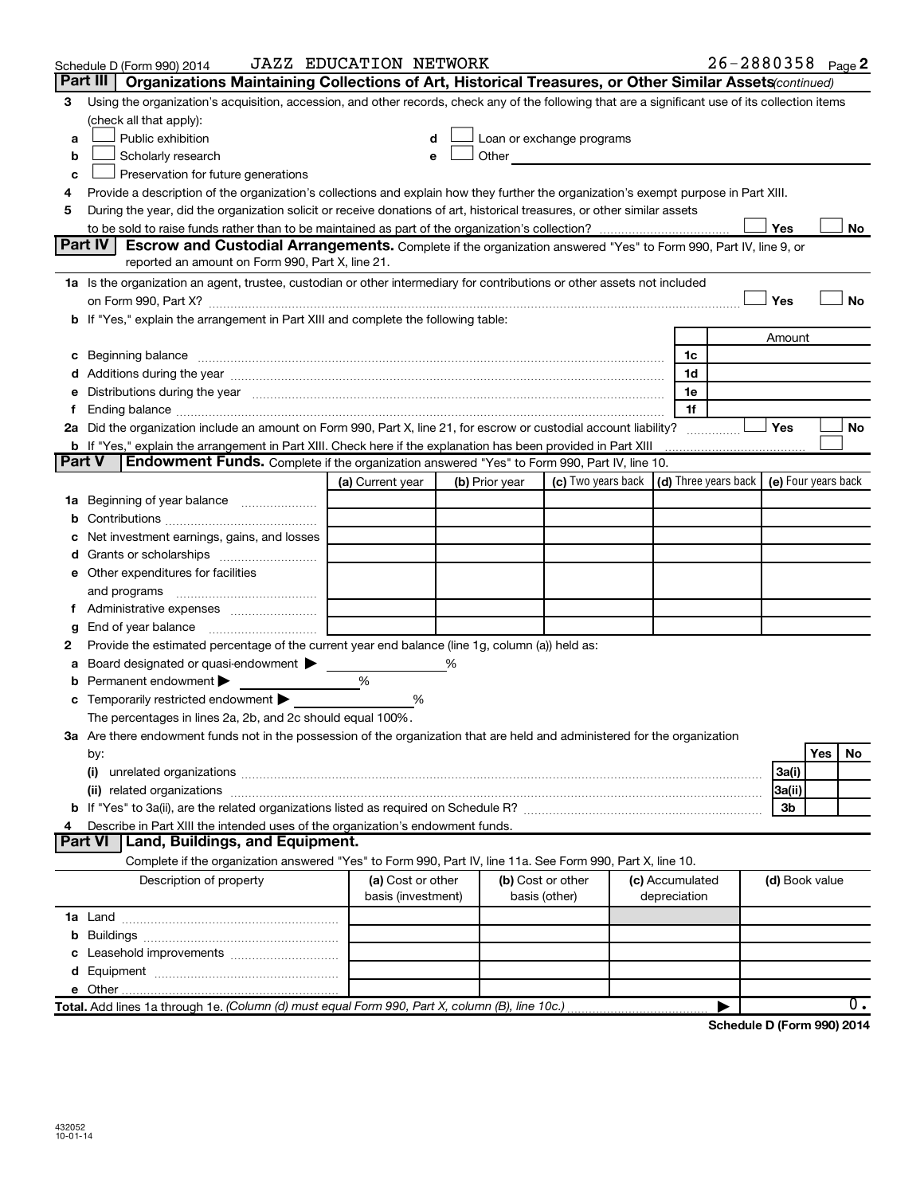Schedule D (Form 990) 2014 JAZZ EDUCATION NETWORK 26-2880358

## Part III Organizations Maintaining Collections of Art, Historical Treasures, or Other Similar Assets *(continued)*

**3** Using the organization's acquisition, accession, and other records, check any of the following that are a significant use of its collection items (check all that apply):

- **a** ☐ Public exhibition
- **b** ☐ Scholarly research
- **c** ☐ Preservation for future generations
- **d** ☐ Loan or exchange programs
- **e** ☐ Other

**4** Provide a description of the organization's collections and explain how they further the organization's exempt purpose in Part XIII.

**5** During the year, did the organization solicit or receive donations of art, historical treasures, or other similar assets to be sold to raise funds rather than to be maintained as part of the organization's collection? ☐ Yes ☐ No

## Part IV Escrow and Custodial Arrangements.

Complete if the organization answered "Yes" to Form 990, Part IV, line 9, or reported an amount on Form 990, Part X, line 21.

**1a** Is the organization an agent, trustee, custodian or other intermediary for contributions or other assets not included on Form 990, Part X? ☐ Yes ☐ No

**b** If "Yes," explain the arrangement in Part XIII and complete the following table:

| | | Amount |
|---|---|---|
| **c** Beginning balance | 1c | |
| **d** Additions during the year | 1d | |
| **e** Distributions during the year | 1e | |
| **f** Ending balance | 1f | |

**2a** Did the organization include an amount on Form 990, Part X, line 21, for escrow or custodial account liability? ☐ Yes ☐ No

**b** If "Yes," explain the arrangement in Part XIII. Check here if the explanation has been provided in Part XIII ☐

## Part V Endowment Funds.

Complete if the organization answered "Yes" to Form 990, Part IV, line 10.

| | (a) Current year | (b) Prior year | (c) Two years back | (d) Three years back | (e) Four years back |
|---|---|---|---|---|---|
| **1a** Beginning of year balance | | | | | |
| **b** Contributions | | | | | |
| **c** Net investment earnings, gains, and losses | | | | | |
| **d** Grants or scholarships | | | | | |
| **e** Other expenditures for facilities and programs | | | | | |
| **f** Administrative expenses | | | | | |
| **g** End of year balance | | | | | |

**2** Provide the estimated percentage of the current year end balance (line 1g, column (a)) held as:

- **a** Board designated or quasi-endowment ▶ %
- **b** Permanent endowment ▶ %
- **c** Temporarily restricted endowment ▶ %

The percentages in lines 2a, 2b, and 2c should equal 100%.

**3a** Are there endowment funds not in the possession of the organization that are held and administered for the organization by:

| | | Yes | No |
|---|---|---|---|
| **(i)** unrelated organizations | 3a(i) | | |
| **(ii)** related organizations | 3a(ii) | | |
| **b** If "Yes" to 3a(ii), are the related organizations listed as required on Schedule R? | 3b | | |

**4** Describe in Part XIII the intended uses of the organization's endowment funds.

## Part VI Land, Buildings, and Equipment.

Complete if the organization answered "Yes" to Form 990, Part IV, line 11a. See Form 990, Part X, line 10.

| Description of property | (a) Cost or other basis (investment) | (b) Cost or other basis (other) | (c) Accumulated depreciation | (d) Book value |
|---|---|---|---|---|
| **1a** Land | | | | |
| **b** Buildings | | | | |
| **c** Leasehold improvements | | | | |
| **d** Equipment | | | | |
| **e** Other | | | | |
| **Total.** Add lines 1a through 1e. *(Column (d) must equal Form 990, Part X, column (B), line 10c.)* | | | ▶ | 0. |

**Schedule D (Form 990) 2014**

432052
10-01-14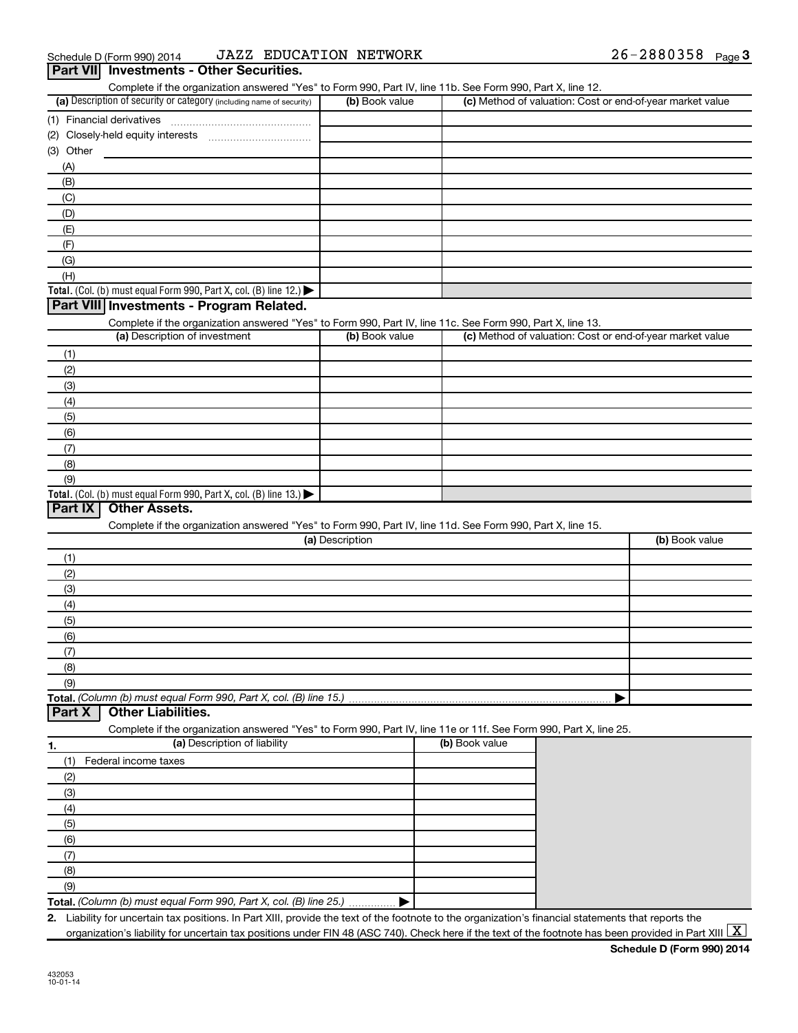Schedule D (Form 990) 2014 JAZZ EDUCATION NETWORK 26-2880358

## Part VII Investments - Other Securities.

Complete if the organization answered "Yes" to Form 990, Part IV, line 11b. See Form 990, Part X, line 12.

| (a) Description of security or category (including name of security) | (b) Book value | (c) Method of valuation: Cost or end-of-year market value |
|---|---|---|
| (1) Financial derivatives | | |
| (2) Closely-held equity interests | | |
| (3) Other | | |
| (A) | | |
| (B) | | |
| (C) | | |
| (D) | | |
| (E) | | |
| (F) | | |
| (G) | | |
| (H) | | |
| **Total.** (Col. (b) must equal Form 990, Part X, col. (B) line 12.) ▶ | | |

## Part VIII Investments - Program Related.

Complete if the organization answered "Yes" to Form 990, Part IV, line 11c. See Form 990, Part X, line 13.

| (a) Description of investment | (b) Book value | (c) Method of valuation: Cost or end-of-year market value |
|---|---|---|
| (1) | | |
| (2) | | |
| (3) | | |
| (4) | | |
| (5) | | |
| (6) | | |
| (7) | | |
| (8) | | |
| (9) | | |
| **Total.** (Col. (b) must equal Form 990, Part X, col. (B) line 13.) ▶ | | |

## Part IX Other Assets.

Complete if the organization answered "Yes" to Form 990, Part IV, line 11d. See Form 990, Part X, line 15.

| (a) Description | (b) Book value |
|---|---|
| (1) | |
| (2) | |
| (3) | |
| (4) | |
| (5) | |
| (6) | |
| (7) | |
| (8) | |
| (9) | |
| **Total.** *(Column (b) must equal Form 990, Part X, col. (B) line 15.)* ▶ | |

## Part X Other Liabilities.

Complete if the organization answered "Yes" to Form 990, Part IV, line 11e or 11f. See Form 990, Part X, line 25.

| 1. (a) Description of liability | (b) Book value |
|---|---|
| (1) Federal income taxes | |
| (2) | |
| (3) | |
| (4) | |
| (5) | |
| (6) | |
| (7) | |
| (8) | |
| (9) | |
| **Total.** *(Column (b) must equal Form 990, Part X, col. (B) line 25.)* ▶ | |

**2.** Liability for uncertain tax positions. In Part XIII, provide the text of the footnote to the organization's financial statements that reports the organization's liability for uncertain tax positions under FIN 48 (ASC 740). Check here if the text of the footnote has been provided in Part XIII [X]

**Schedule D (Form 990) 2014**

432053
10-01-14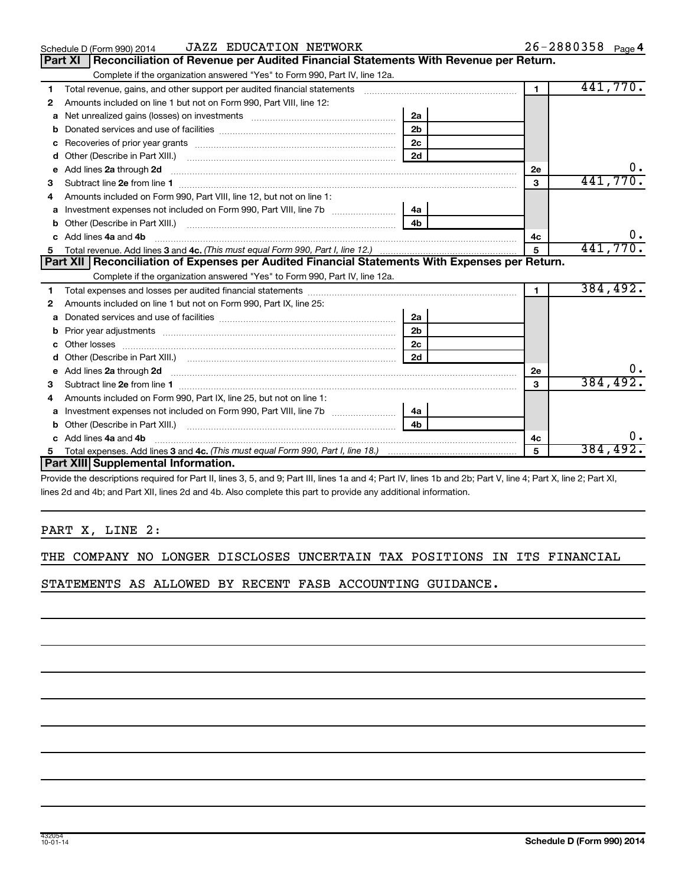Schedule D (Form 990) 2014 JAZZ EDUCATION NETWORK 26-2880358

## Part XI Reconciliation of Revenue per Audited Financial Statements With Revenue per Return.

Complete if the organization answered "Yes" to Form 990, Part IV, line 12a.

| | | | | | |
|---|---|---|---|---|---|
| 1 | Total revenue, gains, and other support per audited financial statements | | | 1 | 441,770. |
| 2 | Amounts included on line 1 but not on Form 990, Part VIII, line 12: | | | | |
| a | Net unrealized gains (losses) on investments | 2a | | | |
| b | Donated services and use of facilities | 2b | | | |
| c | Recoveries of prior year grants | 2c | | | |
| d | Other (Describe in Part XIII.) | 2d | | | |
| e | Add lines 2a through 2d | | | 2e | 0. |
| 3 | Subtract line 2e from line 1 | | | 3 | 441,770. |
| 4 | Amounts included on Form 990, Part VIII, line 12, but not on line 1: | | | | |
| a | Investment expenses not included on Form 990, Part VIII, line 7b | 4a | | | |
| b | Other (Describe in Part XIII.) | 4b | | | |
| c | Add lines 4a and 4b | | | 4c | 0. |
| 5 | Total revenue. Add lines 3 and 4c. *(This must equal Form 990, Part I, line 12.)* | | | 5 | 441,770. |

## Part XII Reconciliation of Expenses per Audited Financial Statements With Expenses per Return.

Complete if the organization answered "Yes" to Form 990, Part IV, line 12a.

| | | | | | |
|---|---|---|---|---|---|
| 1 | Total expenses and losses per audited financial statements | | | 1 | 384,492. |
| 2 | Amounts included on line 1 but not on Form 990, Part IX, line 25: | | | | |
| a | Donated services and use of facilities | 2a | | | |
| b | Prior year adjustments | 2b | | | |
| c | Other losses | 2c | | | |
| d | Other (Describe in Part XIII.) | 2d | | | |
| e | Add lines 2a through 2d | | | 2e | 0. |
| 3 | Subtract line 2e from line 1 | | | 3 | 384,492. |
| 4 | Amounts included on Form 990, Part IX, line 25, but not on line 1: | | | | |
| a | Investment expenses not included on Form 990, Part VIII, line 7b | 4a | | | |
| b | Other (Describe in Part XIII.) | 4b | | | |
| c | Add lines 4a and 4b | | | 4c | 0. |
| 5 | Total expenses. Add lines 3 and 4c. *(This must equal Form 990, Part I, line 18.)* | | | 5 | 384,492. |

## Part XIII Supplemental Information.

Provide the descriptions required for Part II, lines 3, 5, and 9; Part III, lines 1a and 4; Part IV, lines 1b and 2b; Part V, line 4; Part X, line 2; Part XI, lines 2d and 4b; and Part XII, lines 2d and 4b. Also complete this part to provide any additional information.

PART X, LINE 2:

THE COMPANY NO LONGER DISCLOSES UNCERTAIN TAX POSITIONS IN ITS FINANCIAL STATEMENTS AS ALLOWED BY RECENT FASB ACCOUNTING GUIDANCE.

432054 10-01-14 **Schedule D (Form 990) 2014**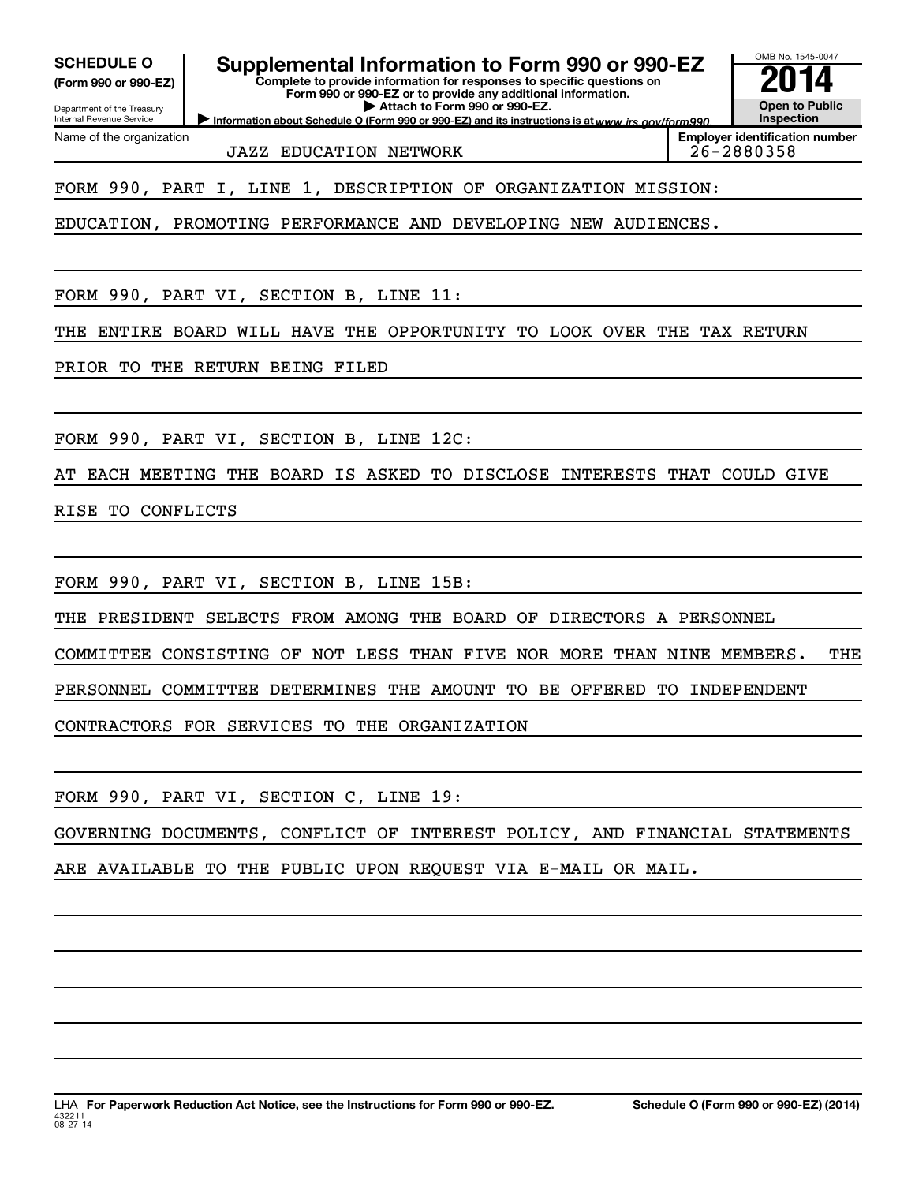**SCHEDULE O**
**(Form 990 or 990-EZ)**

Department of the Treasury
Internal Revenue Service

# Supplemental Information to Form 990 or 990-EZ

**Complete to provide information for responses to specific questions on Form 990 or 990-EZ or to provide any additional information.**
**▶ Attach to Form 990 or 990-EZ.**
▶ Information about Schedule O (Form 990 or 990-EZ) and its instructions is at *www.irs.gov/form990.*

OMB No. 1545-0047
**2014**
**Open to Public Inspection**

| Name of the organization | Employer identification number |
|---|---|
| JAZZ EDUCATION NETWORK | 26-2880358 |

FORM 990, PART I, LINE 1, DESCRIPTION OF ORGANIZATION MISSION:

EDUCATION, PROMOTING PERFORMANCE AND DEVELOPING NEW AUDIENCES.

FORM 990, PART VI, SECTION B, LINE 11:

THE ENTIRE BOARD WILL HAVE THE OPPORTUNITY TO LOOK OVER THE TAX RETURN PRIOR TO THE RETURN BEING FILED

FORM 990, PART VI, SECTION B, LINE 12C:

AT EACH MEETING THE BOARD IS ASKED TO DISCLOSE INTERESTS THAT COULD GIVE RISE TO CONFLICTS

FORM 990, PART VI, SECTION B, LINE 15B:

THE PRESIDENT SELECTS FROM AMONG THE BOARD OF DIRECTORS A PERSONNEL COMMITTEE CONSISTING OF NOT LESS THAN FIVE NOR MORE THAN NINE MEMBERS. THE PERSONNEL COMMITTEE DETERMINES THE AMOUNT TO BE OFFERED TO INDEPENDENT CONTRACTORS FOR SERVICES TO THE ORGANIZATION

FORM 990, PART VI, SECTION C, LINE 19:

GOVERNING DOCUMENTS, CONFLICT OF INTEREST POLICY, AND FINANCIAL STATEMENTS ARE AVAILABLE TO THE PUBLIC UPON REQUEST VIA E-MAIL OR MAIL.

LHA **For Paperwork Reduction Act Notice, see the Instructions for Form 990 or 990-EZ.** **Schedule O (Form 990 or 990-EZ) (2014)**
432211
08-27-14